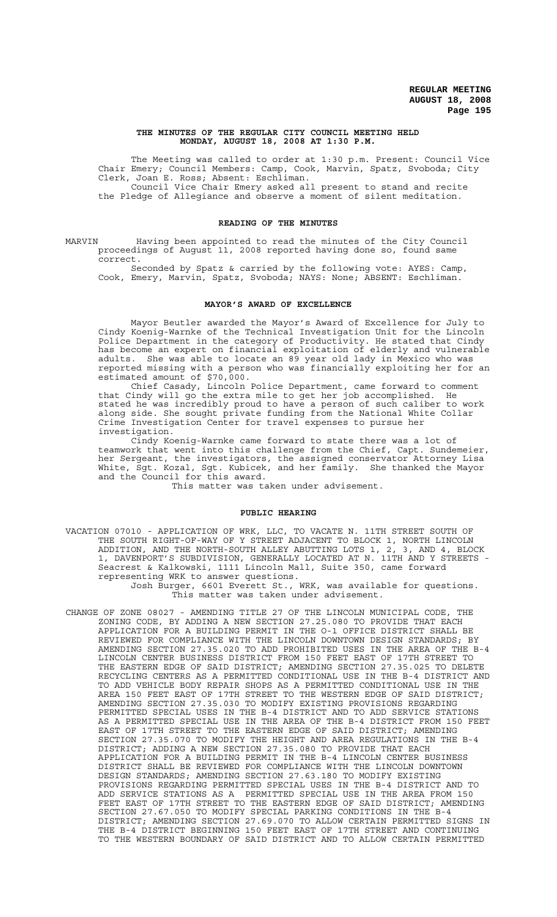# THE MINUTES OF THE REGULAR CITY COUNCIL MEETING HELD MONDAY, AUGUST 18, 2008 AT 1:30 P.M.

The Meeting was called to order at 1:30 p.m. Present: Council Vice Chair Emery; Council Members: Camp, Cook, Marvin, Spatz, Svoboda; City Clerk, Joan E. Ross; Absent: Eschliman.

Council Vice Chair Emery asked all present to stand and recite the Pledge of Allegiance and observe a moment of silent meditation.

## READING OF THE MINUTES

MARVIN Having been appointed to read the minutes of the City Council proceedings of August 11, 2008 reported having done so, found same correct.

Seconded by Spatz & carried by the following vote: AYES: Camp, Cook, Emery, Marvin, Spatz, Svoboda; NAYS: None; ABSENT: Eschliman.

## MAYOR'S AWARD OF EXCELLENCE

Mayor Beutler awarded the Mayor's Award of Excellence for July to Cindy Koenig-Warnke of the Technical Investigation Unit for the Lincoln Police Department in the category of Productivity. He stated that Cindy has become an expert on financial exploitation of elderly and vulnerable adults. She was able to locate an 89 year old lady in Mexico who was reported missing with a person who was financially exploiting her for an estimated amount of $70,000.

Chief Casady, Lincoln Police Department, came forward to comment that Cindy will go the extra mile to get her job accomplished. He stated he was incredibly proud to have a person of such caliber to work along side. She sought private funding from the National White Collar Crime Investigation Center for travel expenses to pursue her investigation.

Cindy Koenig-Warnke came forward to state there was a lot of teamwork that went into this challenge from the Chief, Capt. Sundemeier, her Sergeant, the investigators, the assigned conservator Attorney Lisa White, Sgt. Kozal, Sgt. Kubicek, and her family. She thanked the Mayor and the Council for this award.

This matter was taken under advisement.

## PUBLIC HEARING

VACATION 07010 - APPLICATION OF WRK, LLC, TO VACATE N. 11TH STREET SOUTH OF THE SOUTH RIGHT-OF-WAY OF Y STREET ADJACENT TO BLOCK 1, NORTH LINCOLN ADDITION, AND THE NORTH-SOUTH ALLEY ABUTTING LOTS 1, 2, 3, AND 4, BLOCK 1, DAVENPORT'S SUBDIVISION, GENERALLY LOCATED AT N. 11TH AND Y STREETS - Seacrest & Kalkowski, 1111 Lincoln Mall, Suite 350, came forward representing WRK to answer questions.

Josh Burger, 6601 Everett St., WRK, was available for questions.

This matter was taken under advisement.

CHANGE OF ZONE 08027 - AMENDING TITLE 27 OF THE LINCOLN MUNICIPAL CODE, THE ZONING CODE, BY ADDING A NEW SECTION 27.25.080 TO PROVIDE THAT EACH APPLICATION FOR A BUILDING PERMIT IN THE O-1 OFFICE DISTRICT SHALL BE REVIEWED FOR COMPLIANCE WITH THE LINCOLN DOWNTOWN DESIGN STANDARDS; BY AMENDING SECTION 27.35.020 TO ADD PROHIBITED USES IN THE AREA OF THE B-4 LINCOLN CENTER BUSINESS DISTRICT FROM 150 FEET EAST OF 17TH STREET TO THE EASTERN EDGE OF SAID DISTRICT; AMENDING SECTION 27.35.025 TO DELETE RECYCLING CENTERS AS A PERMITTED CONDITIONAL USE IN THE B-4 DISTRICT AND TO ADD VEHICLE BODY REPAIR SHOPS AS A PERMITTED CONDITIONAL USE IN THE AREA 150 FEET EAST OF 17TH STREET TO THE WESTERN EDGE OF SAID DISTRICT; AMENDING SECTION 27.35.030 TO MODIFY EXISTING PROVISIONS REGARDING PERMITTED SPECIAL USES IN THE B-4 DISTRICT AND TO ADD SERVICE STATIONS AS A PERMITTED SPECIAL USE IN THE AREA OF THE B-4 DISTRICT FROM 150 FEET EAST OF 17TH STREET TO THE EASTERN EDGE OF SAID DISTRICT; AMENDING SECTION 27.35.070 TO MODIFY THE HEIGHT AND AREA REGULATIONS IN THE B-4 DISTRICT; ADDING A NEW SECTION 27.35.080 TO PROVIDE THAT EACH APPLICATION FOR A BUILDING PERMIT IN THE B-4 LINCOLN CENTER BUSINESS DISTRICT SHALL BE REVIEWED FOR COMPLIANCE WITH THE LINCOLN DOWNTOWN DESIGN STANDARDS; AMENDING SECTION 27.63.180 TO MODIFY EXISTING PROVISIONS REGARDING PERMITTED SPECIAL USES IN THE B-4 DISTRICT AND TO ADD SERVICE STATIONS AS A PERMITTED SPECIAL USE IN THE AREA FROM 150 FEET EAST OF 17TH STREET TO THE EASTERN EDGE OF SAID DISTRICT; AMENDING SECTION 27.67.050 TO MODIFY SPECIAL PARKING CONDITIONS IN THE B-4 DISTRICT; AMENDING SECTION 27.69.070 TO ALLOW CERTAIN PERMITTED SIGNS IN THE B-4 DISTRICT BEGINNING 150 FEET EAST OF 17TH STREET AND CONTINUING TO THE WESTERN BOUNDARY OF SAID DISTRICT AND TO ALLOW CERTAIN PERMITTED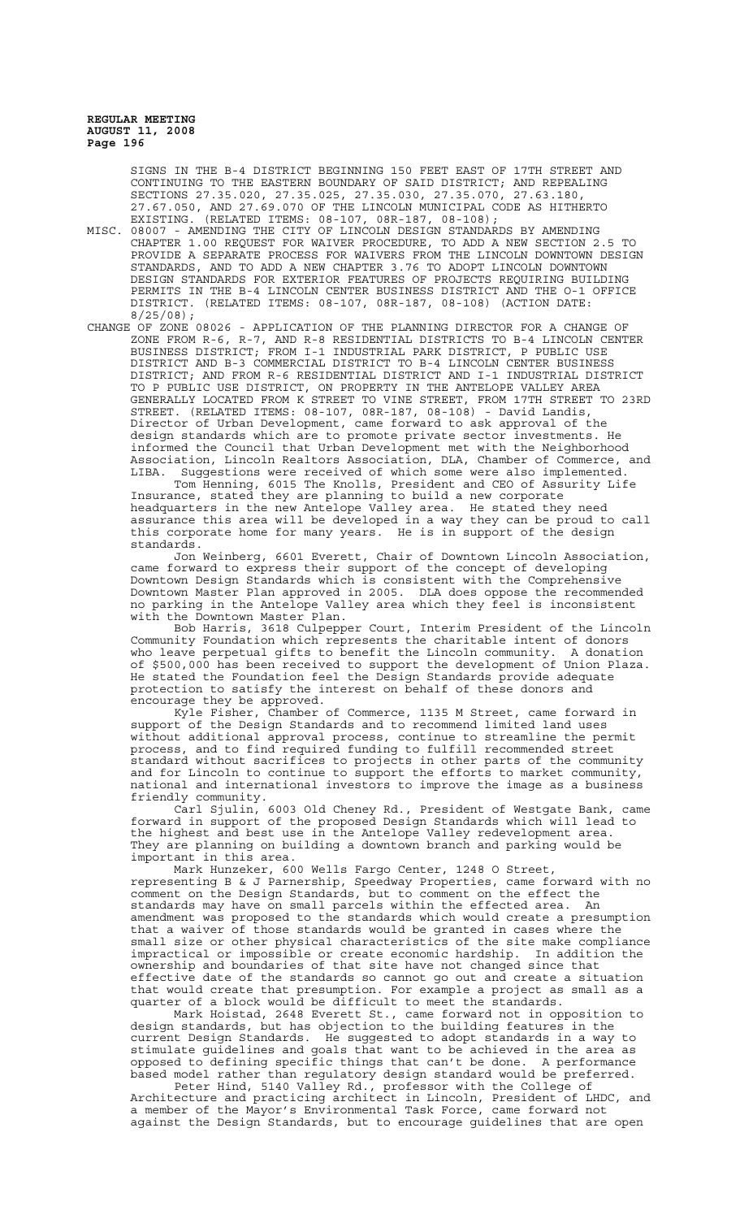SIGNS IN THE B-4 DISTRICT BEGINNING 150 FEET EAST OF 17TH STREET AND CONTINUING TO THE EASTERN BOUNDARY OF SAID DISTRICT; AND REPEALING SECTIONS 27.35.020, 27.35.025, 27.35.030, 27.35.070, 27.63.180, 27.67.050, AND 27.69.070 OF THE LINCOLN MUNICIPAL CODE AS HITHERTO EXISTING. (RELATED ITEMS: 08-107, 08R-187, 08-108);

MISC. 08007 - AMENDING THE CITY OF LINCOLN DESIGN STANDARDS BY AMENDING CHAPTER 1.00 REQUEST FOR WAIVER PROCEDURE, TO ADD A NEW SECTION 2.5 TO PROVIDE A SEPARATE PROCESS FOR WAIVERS FROM THE LINCOLN DOWNTOWN DESIGN STANDARDS, AND TO ADD A NEW CHAPTER 3.76 TO ADOPT LINCOLN DOWNTOWN DESIGN STANDARDS FOR EXTERIOR FEATURES OF PROJECTS REQUIRING BUILDING PERMITS IN THE B-4 LINCOLN CENTER BUSINESS DISTRICT AND THE O-1 OFFICE DISTRICT. (RELATED ITEMS: 08-107, 08R-187, 08-108) (ACTION DATE: 8/25/08);

CHANGE OF ZONE 08026 - APPLICATION OF THE PLANNING DIRECTOR FOR A CHANGE OF ZONE FROM R-6, R-7, AND R-8 RESIDENTIAL DISTRICTS TO B-4 LINCOLN CENTER BUSINESS DISTRICT; FROM I-1 INDUSTRIAL PARK DISTRICT, P PUBLIC USE DISTRICT AND B-3 COMMERCIAL DISTRICT TO B-4 LINCOLN CENTER BUSINESS DISTRICT; AND FROM R-6 RESIDENTIAL DISTRICT AND I-1 INDUSTRIAL DISTRICT TO P PUBLIC USE DISTRICT, ON PROPERTY IN THE ANTELOPE VALLEY AREA GENERALLY LOCATED FROM K STREET TO VINE STREET, FROM 17TH STREET TO 23RD STREET. (RELATED ITEMS: 08-107, 08R-187, 08-108) - David Landis, Director of Urban Development, came forward to ask approval of the design standards which are to promote private sector investments. He informed the Council that Urban Development met with the Neighborhood Association, Lincoln Realtors Association, DLA, Chamber of Commerce, and LIBA. Suggestions were received of which some were also implemented.

Tom Henning, 6015 The Knolls, President and CEO of Assurity Life Insurance, stated they are planning to build a new corporate headquarters in the new Antelope Valley area. He stated they need assurance this area will be developed in a way they can be proud to call this corporate home for many years. He is in support of the design standards.

Jon Weinberg, 6601 Everett, Chair of Downtown Lincoln Association, came forward to express their support of the concept of developing Downtown Design Standards which is consistent with the Comprehensive Downtown Master Plan approved in 2005. DLA does oppose the recommended no parking in the Antelope Valley area which they feel is inconsistent with the Downtown Master Plan.

Bob Harris, 3618 Culpepper Court, Interim President of the Lincoln Community Foundation which represents the charitable intent of donors who leave perpetual gifts to benefit the Lincoln community. A donation of $500,000 has been received to support the development of Union Plaza. He stated the Foundation feel the Design Standards provide adequate protection to satisfy the interest on behalf of these donors and encourage they be approved.

Kyle Fisher, Chamber of Commerce, 1135 M Street, came forward in support of the Design Standards and to recommend limited land uses without additional approval process, continue to streamline the permit process, and to find required funding to fulfill recommended street standard without sacrifices to projects in other parts of the community and for Lincoln to continue to support the efforts to market community, national and international investors to improve the image as a business friendly community.

Carl Sjulin, 6003 Old Cheney Rd., President of Westgate Bank, came forward in support of the proposed Design Standards which will lead to the highest and best use in the Antelope Valley redevelopment area. They are planning on building a downtown branch and parking would be important in this area.

Mark Hunzeker, 600 Wells Fargo Center, 1248 O Street, representing B & J Parnership, Speedway Properties, came forward with no comment on the Design Standards, but to comment on the effect the standards may have on small parcels within the effected area. An amendment was proposed to the standards which would create a presumption that a waiver of those standards would be granted in cases where the small size or other physical characteristics of the site make compliance impractical or impossible or create economic hardship. In addition the ownership and boundaries of that site have not changed since that effective date of the standards so cannot go out and create a situation that would create that presumption. For example a project as small as a quarter of a block would be difficult to meet the standards.

Mark Hoistad, 2648 Everett St., came forward not in opposition to design standards, but has objection to the building features in the current Design Standards. He suggested to adopt standards in a way to stimulate guidelines and goals that want to be achieved in the area as opposed to defining specific things that can't be done. A performance based model rather than regulatory design standard would be preferred.

Peter Hind, 5140 Valley Rd., professor with the College of Architecture and practicing architect in Lincoln, President of LHDC, and a member of the Mayor's Environmental Task Force, came forward not against the Design Standards, but to encourage guidelines that are open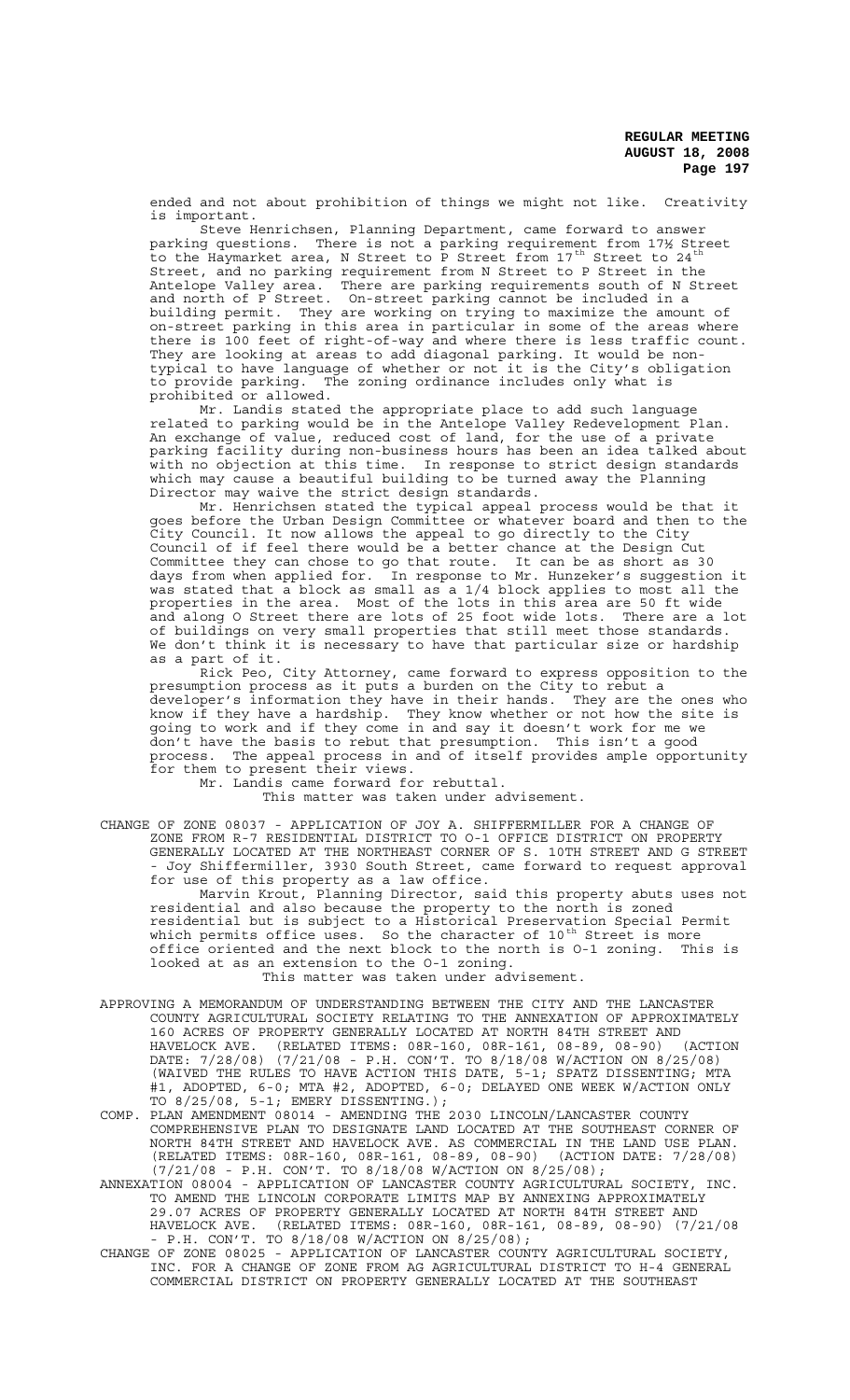ended and not about prohibition of things we might not like. Creativity is important.

Steve Henrichsen, Planning Department, came forward to answer parking questions. There is not a parking requirement from 17½ Street to the Haymarket area, N Street to P Street from 17th Street to 24th Street, and no parking requirement from N Street to P Street in the Antelope Valley area. There are parking requirements south of N Street and north of P Street. On-street parking cannot be included in a building permit. They are working on trying to maximize the amount of on-street parking in this area in particular in some of the areas where there is 100 feet of right-of-way and where there is less traffic count. They are looking at areas to add diagonal parking. It would be non-typical to have language of whether or not it is the City's obligation to provide parking. The zoning ordinance includes only what is prohibited or allowed.

Mr. Landis stated the appropriate place to add such language related to parking would be in the Antelope Valley Redevelopment Plan. An exchange of value, reduced cost of land, for the use of a private parking facility during non-business hours has been an idea talked about with no objection at this time. In response to strict design standards which may cause a beautiful building to be turned away the Planning Director may waive the strict design standards.

Mr. Henrichsen stated the typical appeal process would be that it goes before the Urban Design Committee or whatever board and then to the City Council. It now allows the appeal to go directly to the City Council of if feel there would be a better chance at the Design Cut Committee they can chose to go that route. It can be as short as 30 days from when applied for. In response to Mr. Hunzeker's suggestion it was stated that a block as small as a 1/4 block applies to most all the properties in the area. Most of the lots in this area are 50 ft wide and along O Street there are lots of 25 foot wide lots. There are a lot of buildings on very small properties that still meet those standards. We don't think it is necessary to have that particular size or hardship as a part of it.

Rick Peo, City Attorney, came forward to express opposition to the presumption process as it puts a burden on the City to rebut a developer's information they have in their hands. They are the ones who know if they have a hardship. They know whether or not how the site is going to work and if they come in and say it doesn't work for me we don't have the basis to rebut that presumption. This isn't a good process. The appeal process in and of itself provides ample opportunity for them to present their views.

Mr. Landis came forward for rebuttal.

This matter was taken under advisement.

CHANGE OF ZONE 08037 - APPLICATION OF JOY A. SHIFFERMILLER FOR A CHANGE OF ZONE FROM R-7 RESIDENTIAL DISTRICT TO O-1 OFFICE DISTRICT ON PROPERTY GENERALLY LOCATED AT THE NORTHEAST CORNER OF S. 10TH STREET AND G STREET - Joy Shiffermiller, 3930 South Street, came forward to request approval for use of this property as a law office.

Marvin Krout, Planning Director, said this property abuts uses not residential and also because the property to the north is zoned residential but is subject to a Historical Preservation Special Permit which permits office uses. So the character of 10th Street is more office oriented and the next block to the north is O-1 zoning. This is looked at as an extension to the O-1 zoning.

This matter was taken under advisement.

APPROVING A MEMORANDUM OF UNDERSTANDING BETWEEN THE CITY AND THE LANCASTER COUNTY AGRICULTURAL SOCIETY RELATING TO THE ANNEXATION OF APPROXIMATELY 160 ACRES OF PROPERTY GENERALLY LOCATED AT NORTH 84TH STREET AND HAVELOCK AVE. (RELATED ITEMS: 08R-160, 08R-161, 08-89, 08-90) (ACTION DATE: 7/28/08) (7/21/08 - P.H. CON'T. TO 8/18/08 W/ACTION ON 8/25/08) (WAIVED THE RULES TO HAVE ACTION THIS DATE, 5-1; SPATZ DISSENTING; MTA #1, ADOPTED, 6-0; MTA #2, ADOPTED, 6-0; DELAYED ONE WEEK W/ACTION ONLY TO 8/25/08, 5-1; EMERY DISSENTING.);

COMP. PLAN AMENDMENT 08014 - AMENDING THE 2030 LINCOLN/LANCASTER COUNTY COMPREHENSIVE PLAN TO DESIGNATE LAND LOCATED AT THE SOUTHEAST CORNER OF NORTH 84TH STREET AND HAVELOCK AVE. AS COMMERCIAL IN THE LAND USE PLAN. (RELATED ITEMS: 08R-160, 08R-161, 08-89, 08-90) (ACTION DATE: 7/28/08) (7/21/08 - P.H. CON'T. TO 8/18/08 W/ACTION ON 8/25/08);

ANNEXATION 08004 - APPLICATION OF LANCASTER COUNTY AGRICULTURAL SOCIETY, INC. TO AMEND THE LINCOLN CORPORATE LIMITS MAP BY ANNEXING APPROXIMATELY 29.07 ACRES OF PROPERTY GENERALLY LOCATED AT NORTH 84TH STREET AND HAVELOCK AVE. (RELATED ITEMS: 08R-160, 08R-161, 08-89, 08-90) (7/21/08 - P.H. CON'T. TO 8/18/08 W/ACTION ON 8/25/08);

CHANGE OF ZONE 08025 - APPLICATION OF LANCASTER COUNTY AGRICULTURAL SOCIETY, INC. FOR A CHANGE OF ZONE FROM AG AGRICULTURAL DISTRICT TO H-4 GENERAL COMMERCIAL DISTRICT ON PROPERTY GENERALLY LOCATED AT THE SOUTHEAST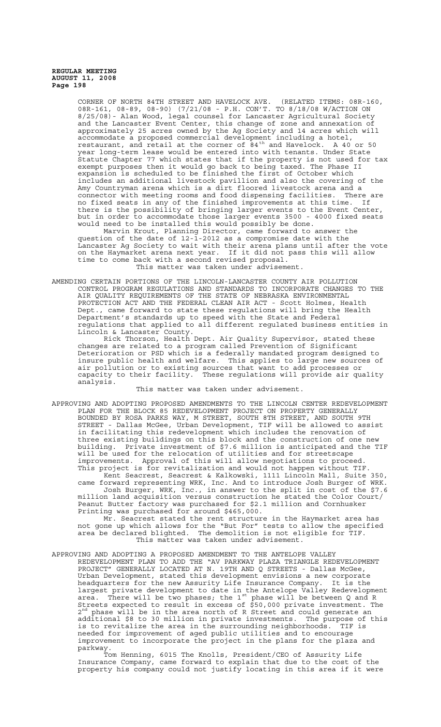CORNER OF NORTH 84TH STREET AND HAVELOCK AVE. (RELATED ITEMS: 08R-160, 08R-161, 08-89, 08-90) (7/21/08 - P.H. CON'T. TO 8/18/08 W/ACTION ON 8/25/08)- Alan Wood, legal counsel for Lancaster Agricultural Society and the Lancaster Event Center, this change of zone and annexation of approximately 25 acres owned by the Ag Society and 14 acres which will accommodate a proposed commercial development including a hotel, restaurant, and retail at the corner of 84th and Havelock. A 40 or 50 year long-term lease would be entered into with tenants. Under State Statute Chapter 77 which states that if the property is not used for tax exempt purposes then it would go back to being taxed. The Phase II expansion is scheduled to be finished the first of October which includes an additional livestock pavillion and also the covering of the Amy Countryman arena which is a dirt floored livestock arena and a connector with meeting rooms and food dispensing facilities. There are no fixed seats in any of the finished improvements at this time. If there is the possibility of bringing larger events to the Event Center, but in order to accommodate those larger events 3500 - 4000 fixed seats would need to be installed this would possibly be done.

Marvin Krout, Planning Director, came forward to answer the question of the date of 12-1-2012 as a compromise date with the Lancaster Ag Society to wait with their arena plans until after the vote on the Haymarket arena next year. If it did not pass this will allow time to come back with a second revised proposal.

This matter was taken under advisement.

AMENDING CERTAIN PORTIONS OF THE LINCOLN-LANCASTER COUNTY AIR POLLUTION CONTROL PROGRAM REGULATIONS AND STANDARDS TO INCORPORATE CHANGES TO THE AIR QUALITY REQUIREMENTS OF THE STATE OF NEBRASKA ENVIRONMENTAL PROTECTION ACT AND THE FEDERAL CLEAN AIR ACT - Scott Holmes, Health Dept., came forward to state these regulations will bring the Health Department's standards up to speed with the State and Federal regulations that applied to all different regulated business entities in Lincoln & Lancaster County.

Rick Thorson, Health Dept. Air Quality Supervisor, stated these changes are related to a program called Prevention of Significant Deterioration or PSD which is a federally mandated program designed to insure public health and welfare. This applies to large new sources of air pollution or to existing sources that want to add processes or capacity to their facility. These regulations will provide air quality analysis.

This matter was taken under advisement.

APPROVING AND ADOPTING PROPOSED AMENDMENTS TO THE LINCOLN CENTER REDEVELOPMENT PLAN FOR THE BLOCK 85 REDEVELOPMENT PROJECT ON PROPERTY GENERALLY BOUNDED BY ROSA PARKS WAY, M STREET, SOUTH 8TH STREET, AND SOUTH 9TH STREET - Dallas McGee, Urban Development, TIF will be allowed to assist in facilitating this redevelopment which includes the renovation of three existing buildings on this block and the construction of one new building. Private investment of $7.6 million is anticipated and the TIF will be used for the relocation of utilities and for streetscape improvements. Approval of this will allow negotiations to proceed. This project is for revitalization and would not happen without TIF.

Kent Seacrest, Seacrest & Kalkowski, 1111 Lincoln Mall, Suite 350, came forward representing WRK, Inc. And to introduce Josh Burger of WRK.

Josh Burger, WRK, Inc., in answer to the split in cost of the $7.6 million land acquisition versus construction he stated the Color Court/ Peanut Butter factory was purchased for $2.1 million and Cornhusker Printing was purchased for around $465,000.

Mr. Seacrest stated the rent structure in the Haymarket area has not gone up which allows for the "But For" tests to allow the specified area be declared blighted. The demolition is not eligible for TIF.

This matter was taken under advisement.

APPROVING AND ADOPTING A PROPOSED AMENDMENT TO THE ANTELOPE VALLEY REDEVELOPMENT PLAN TO ADD THE "AV PARKWAY PLAZA TRIANGLE REDEVELOPMENT PROJECT" GENERALLY LOCATED AT N. 19TH AND Q STREETS - Dallas McGee, Urban Development, stated this development envisions a new corporate headquarters for the new Assurity Life Insurance Company. It is the largest private development to date in the Antelope Valley Redevelopment area. There will be two phases; the 1st phase will be between Q and R Streets expected to result in excess of $50,000 private investment. The 2nd phase will be in the area north of R Street and could generate an additional $8 to 30 million in private investments. The purpose of this is to revitalize the area in the surrounding neighborhoods. TIF is needed for improvement of aged public utilities and to encourage improvement to incorporate the project in the plans for the plaza and parkway.

Tom Henning, 6015 The Knolls, President/CEO of Assurity Life Insurance Company, came forward to explain that due to the cost of the property his company could not justify locating in this area if it were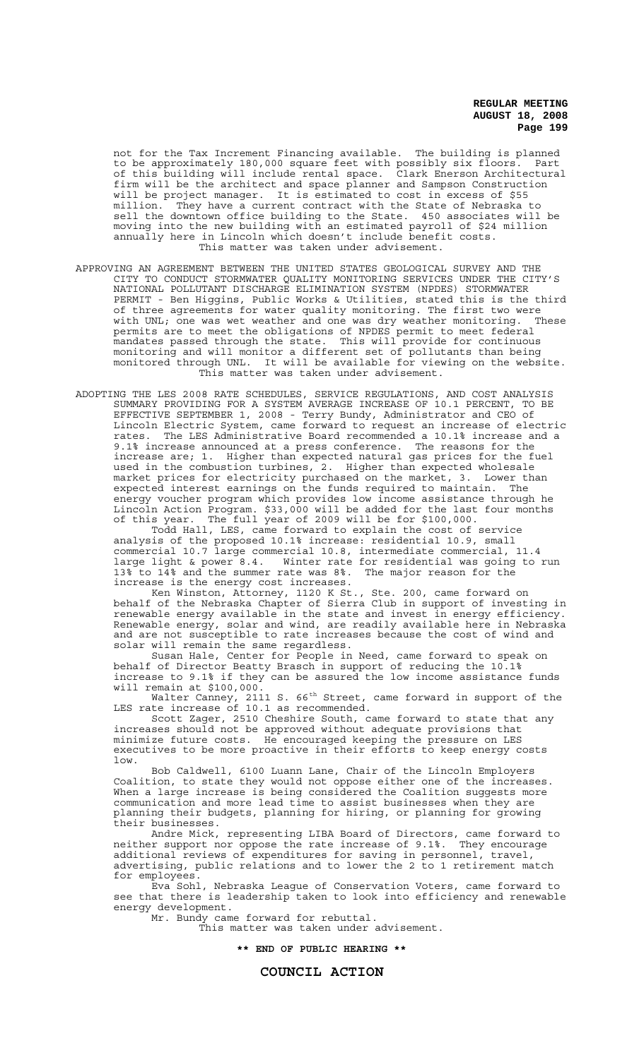not for the Tax Increment Financing available. The building is planned to be approximately 180,000 square feet with possibly six floors. Part of this building will include rental space. Clark Enerson Architectural firm will be the architect and space planner and Sampson Construction will be project manager. It is estimated to cost in excess of $55 million. They have a current contract with the State of Nebraska to sell the downtown office building to the State. 450 associates will be moving into the new building with an estimated payroll of $24 million annually here in Lincoln which doesn't include benefit costs.

This matter was taken under advisement.

APPROVING AN AGREEMENT BETWEEN THE UNITED STATES GEOLOGICAL SURVEY AND THE CITY TO CONDUCT STORMWATER QUALITY MONITORING SERVICES UNDER THE CITY'S NATIONAL POLLUTANT DISCHARGE ELIMINATION SYSTEM (NPDES) STORMWATER PERMIT - Ben Higgins, Public Works & Utilities, stated this is the third of three agreements for water quality monitoring. The first two were with UNL; one was wet weather and one was dry weather monitoring. These permits are to meet the obligations of NPDES permit to meet federal mandates passed through the state. This will provide for continuous monitoring and will monitor a different set of pollutants than being monitored through UNL. It will be available for viewing on the website.

This matter was taken under advisement.

ADOPTING THE LES 2008 RATE SCHEDULES, SERVICE REGULATIONS, AND COST ANALYSIS SUMMARY PROVIDING FOR A SYSTEM AVERAGE INCREASE OF 10.1 PERCENT, TO BE EFFECTIVE SEPTEMBER 1, 2008 - Terry Bundy, Administrator and CEO of Lincoln Electric System, came forward to request an increase of electric rates. The LES Administrative Board recommended a 10.1% increase and a 9.1% increase announced at a press conference. The reasons for the increase are; 1. Higher than expected natural gas prices for the fuel used in the combustion turbines, 2. Higher than expected wholesale market prices for electricity purchased on the market, 3. Lower than expected interest earnings on the funds required to maintain. The energy voucher program which provides low income assistance through he Lincoln Action Program. $33,000 will be added for the last four months of this year. The full year of 2009 will be for $100,000.

Todd Hall, LES, came forward to explain the cost of service analysis of the proposed 10.1% increase: residential 10.9, small commercial 10.7 large commercial 10.8, intermediate commercial, 11.4 large light & power 8.4. Winter rate for residential was going to run 13% to 14% and the summer rate was 8%. The major reason for the increase is the energy cost increases.

Ken Winston, Attorney, 1120 K St., Ste. 200, came forward on behalf of the Nebraska Chapter of Sierra Club in support of investing in renewable energy available in the state and invest in energy efficiency. Renewable energy, solar and wind, are readily available here in Nebraska and are not susceptible to rate increases because the cost of wind and solar will remain the same regardless.

Susan Hale, Center for People in Need, came forward to speak on behalf of Director Beatty Brasch in support of reducing the 10.1% increase to 9.1% if they can be assured the low income assistance funds will remain at $100,000.

Walter Canney, 2111 S. 66th Street, came forward in support of the LES rate increase of 10.1 as recommended.

Scott Zager, 2510 Cheshire South, came forward to state that any increases should not be approved without adequate provisions that minimize future costs. He encouraged keeping the pressure on LES executives to be more proactive in their efforts to keep energy costs low.

Bob Caldwell, 6100 Luann Lane, Chair of the Lincoln Employers Coalition, to state they would not oppose either one of the increases. When a large increase is being considered the Coalition suggests more communication and more lead time to assist businesses when they are planning their budgets, planning for hiring, or planning for growing their businesses.

Andre Mick, representing LIBA Board of Directors, came forward to neither support nor oppose the rate increase of 9.1%. They encourage additional reviews of expenditures for saving in personnel, travel, advertising, public relations and to lower the 2 to 1 retirement match for employees.

Eva Sohl, Nebraska League of Conservation Voters, came forward to see that there is leadership taken to look into efficiency and renewable energy development.

Mr. Bundy came forward for rebuttal.

This matter was taken under advisement.

**\*\* END OF PUBLIC HEARING \*\***

## COUNCIL ACTION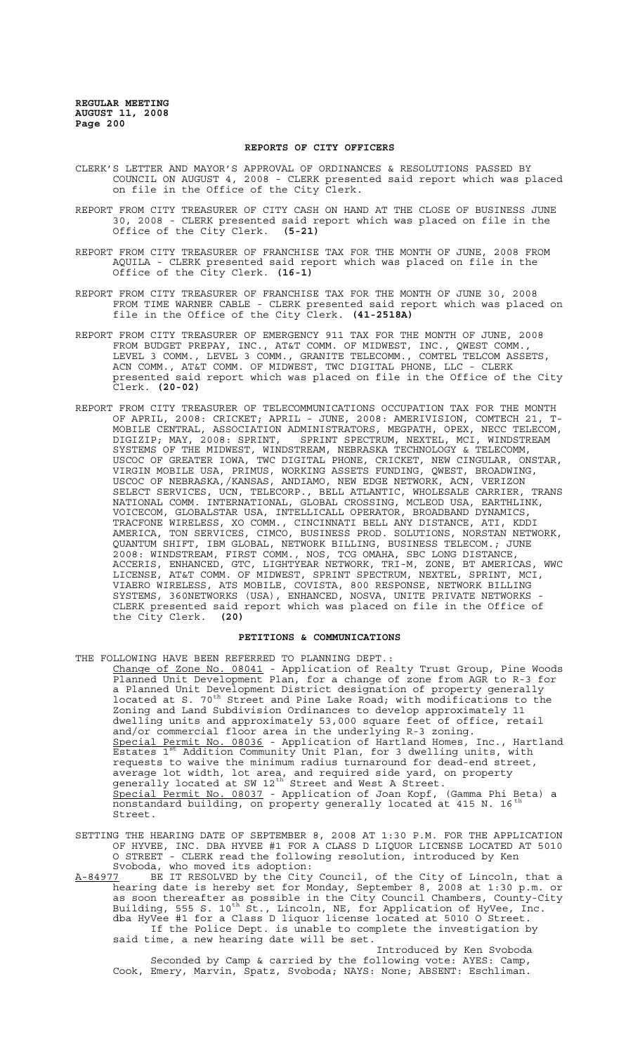## REPORTS OF CITY OFFICERS

CLERK'S LETTER AND MAYOR'S APPROVAL OF ORDINANCES & RESOLUTIONS PASSED BY COUNCIL ON AUGUST 4, 2008 - CLERK presented said report which was placed on file in the Office of the City Clerk.

REPORT FROM CITY TREASURER OF CITY CASH ON HAND AT THE CLOSE OF BUSINESS JUNE 30, 2008 - CLERK presented said report which was placed on file in the Office of the City Clerk. **(5-21)**

REPORT FROM CITY TREASURER OF FRANCHISE TAX FOR THE MONTH OF JUNE, 2008 FROM AQUILA - CLERK presented said report which was placed on file in the Office of the City Clerk. **(16-1)**

REPORT FROM CITY TREASURER OF FRANCHISE TAX FOR THE MONTH OF JUNE 30, 2008 FROM TIME WARNER CABLE - CLERK presented said report which was placed on file in the Office of the City Clerk. **(41-2518A)**

REPORT FROM CITY TREASURER OF EMERGENCY 911 TAX FOR THE MONTH OF JUNE, 2008 FROM BUDGET PREPAY, INC., AT&T COMM. OF MIDWEST, INC., QWEST COMM., LEVEL 3 COMM., LEVEL 3 COMM., GRANITE TELECOMM., COMTEL TELCOM ASSETS, ACN COMM., AT&T COMM. OF MIDWEST, TWC DIGITAL PHONE, LLC - CLERK presented said report which was placed on file in the Office of the City Clerk. **(20-02)**

REPORT FROM CITY TREASURER OF TELECOMMUNICATIONS OCCUPATION TAX FOR THE MONTH OF APRIL, 2008: CRICKET; APRIL - JUNE, 2008: AMERIVISION, COMTECH 21, T-MOBILE CENTRAL, ASSOCIATION ADMINISTRATORS, MEGPATH, OPEX, NECC TELECOM, DIGIZIP; MAY, 2008: SPRINT, SPRINT SPECTRUM, NEXTEL, MCI, WINDSTREAM SYSTEMS OF THE MIDWEST, WINDSTREAM, NEBRASKA TECHNOLOGY & TELECOMM, USCOC OF GREATER IOWA, TWC DIGITAL PHONE, CRICKET, NEW CINGULAR, ONSTAR, VIRGIN MOBILE USA, PRIMUS, WORKING ASSETS FUNDING, QWEST, BROADWING, USCOC OF NEBRASKA,/KANSAS, ANDIAMO, NEW EDGE NETWORK, ACN, VERIZON SELECT SERVICES, UCN, TELECORP., BELL ATLANTIC, WHOLESALE CARRIER, TRANS NATIONAL COMM. INTERNATIONAL, GLOBAL CROSSING, MCLEOD USA, EARTHLINK, VOICECOM, GLOBALSTAR USA, INTELLICALL OPERATOR, BROADBAND DYNAMICS, TRACFONE WIRELESS, XO COMM., CINCINNATI BELL ANY DISTANCE, ATI, KDDI AMERICA, TON SERVICES, CIMCO, BUSINESS PROD. SOLUTIONS, NORSTAN NETWORK, QUANTUM SHIFT, IBM GLOBAL, NETWORK BILLING, BUSINESS TELECOM.; JUNE 2008: WINDSTREAM, FIRST COMM., NOS, TCG OMAHA, SBC LONG DISTANCE, ACCERIS, ENHANCED, GTC, LIGHTYEAR NETWORK, TRI-M, ZONE, BT AMERICAS, WWC LICENSE, AT&T COMM. OF MIDWEST, SPRINT SPECTRUM, NEXTEL, SPRINT, MCI, VIAERO WIRELESS, ATS MOBILE, COVISTA, 800 RESPONSE, NETWORK BILLING SYSTEMS, 360NETWORKS (USA), ENHANCED, NOSVA, UNITE PRIVATE NETWORKS - CLERK presented said report which was placed on file in the Office of the City Clerk. **(20)**

## PETITIONS & COMMUNICATIONS

THE FOLLOWING HAVE BEEN REFERRED TO PLANNING DEPT.:

Change of Zone No. 08041 - Application of Realty Trust Group, Pine Woods Planned Unit Development Plan, for a change of zone from AGR to R-3 for a Planned Unit Development District designation of property generally located at S. 70th Street and Pine Lake Road; with modifications to the Zoning and Land Subdivision Ordinances to develop approximately 11 dwelling units and approximately 53,000 square feet of office, retail and/or commercial floor area in the underlying R-3 zoning.

Special Permit No. 08036 - Application of Hartland Homes, Inc., Hartland Estates 1st Addition Community Unit Plan, for 3 dwelling units, with requests to waive the minimum radius turnaround for dead-end street, average lot width, lot area, and required side yard, on property generally located at SW 12th Street and West A Street.

Special Permit No. 08037 - Application of Joan Kopf, (Gamma Phi Beta) a nonstandard building, on property generally located at 415 N. 16th Street.

SETTING THE HEARING DATE OF SEPTEMBER 8, 2008 AT 1:30 P.M. FOR THE APPLICATION OF HYVEE, INC. DBA HYVEE #1 FOR A CLASS D LIQUOR LICENSE LOCATED AT 5010 O STREET - CLERK read the following resolution, introduced by Ken Svoboda, who moved its adoption:

A-84977 BE IT RESOLVED by the City Council, of the City of Lincoln, that a hearing date is hereby set for Monday, September 8, 2008 at 1:30 p.m. or as soon thereafter as possible in the City Council Chambers, County-City Building, 555 S. 10th St., Lincoln, NE, for Application of HyVee, Inc. dba HyVee #1 for a Class D liquor license located at 5010 O Street.

If the Police Dept. is unable to complete the investigation by said time, a new hearing date will be set.

Introduced by Ken Svoboda

Seconded by Camp & carried by the following vote: AYES: Camp, Cook, Emery, Marvin, Spatz, Svoboda; NAYS: None; ABSENT: Eschliman.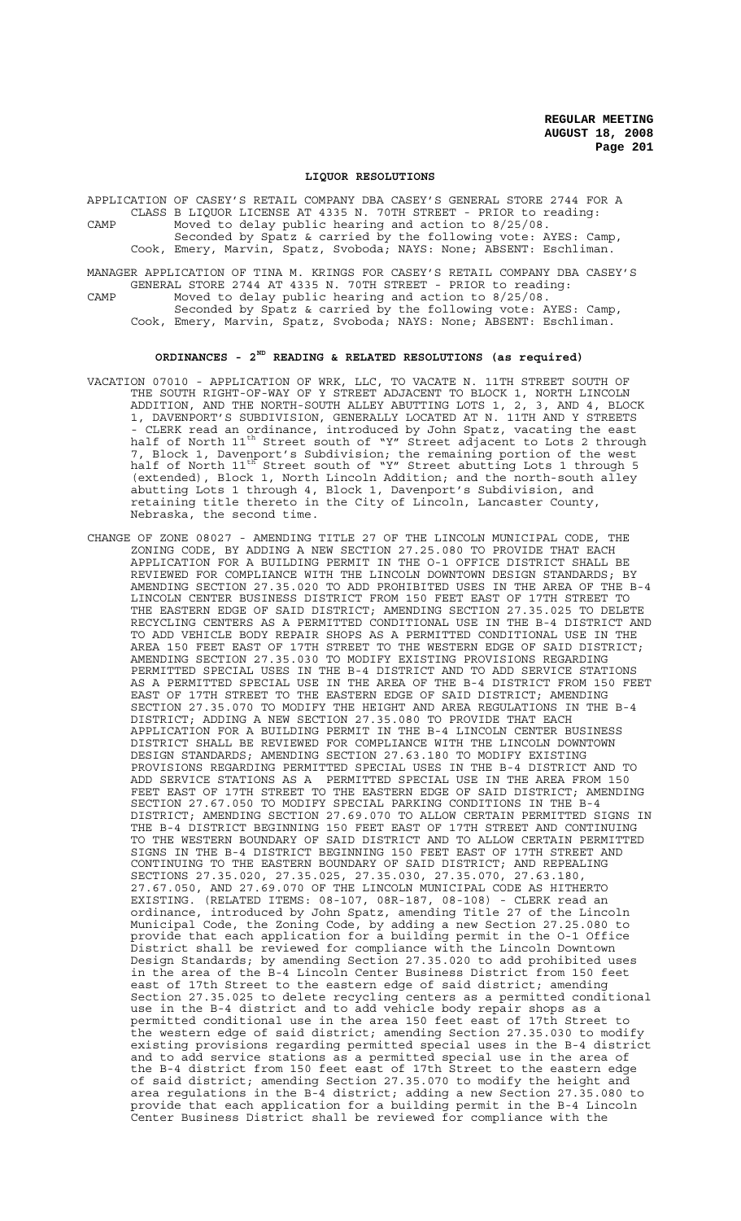## LIQUOR RESOLUTIONS

APPLICATION OF CASEY'S RETAIL COMPANY DBA CASEY'S GENERAL STORE 2744 FOR A CLASS B LIQUOR LICENSE AT 4335 N. 70TH STREET - PRIOR to reading:

CAMP Moved to delay public hearing and action to 8/25/08.
Seconded by Spatz & carried by the following vote: AYES: Camp, Cook, Emery, Marvin, Spatz, Svoboda; NAYS: None; ABSENT: Eschliman.

MANAGER APPLICATION OF TINA M. KRINGS FOR CASEY'S RETAIL COMPANY DBA CASEY'S GENERAL STORE 2744 AT 4335 N. 70TH STREET - PRIOR to reading:

CAMP Moved to delay public hearing and action to 8/25/08.
Seconded by Spatz & carried by the following vote: AYES: Camp, Cook, Emery, Marvin, Spatz, Svoboda; NAYS: None; ABSENT: Eschliman.

## ORDINANCES - 2ND READING & RELATED RESOLUTIONS (as required)

VACATION 07010 - APPLICATION OF WRK, LLC, TO VACATE N. 11TH STREET SOUTH OF THE SOUTH RIGHT-OF-WAY OF Y STREET ADJACENT TO BLOCK 1, NORTH LINCOLN ADDITION, AND THE NORTH-SOUTH ALLEY ABUTTING LOTS 1, 2, 3, AND 4, BLOCK 1, DAVENPORT'S SUBDIVISION, GENERALLY LOCATED AT N. 11TH AND Y STREETS - CLERK read an ordinance, introduced by John Spatz, vacating the east half of North 11th Street south of "Y" Street adjacent to Lots 2 through 7, Block 1, Davenport's Subdivision; the remaining portion of the west half of North 11th Street south of "Y" Street abutting Lots 1 through 5 (extended), Block 1, North Lincoln Addition; and the north-south alley abutting Lots 1 through 4, Block 1, Davenport's Subdivision, and retaining title thereto in the City of Lincoln, Lancaster County, Nebraska, the second time.

CHANGE OF ZONE 08027 - AMENDING TITLE 27 OF THE LINCOLN MUNICIPAL CODE, THE ZONING CODE, BY ADDING A NEW SECTION 27.25.080 TO PROVIDE THAT EACH APPLICATION FOR A BUILDING PERMIT IN THE O-1 OFFICE DISTRICT SHALL BE REVIEWED FOR COMPLIANCE WITH THE LINCOLN DOWNTOWN DESIGN STANDARDS; BY AMENDING SECTION 27.35.020 TO ADD PROHIBITED USES IN THE AREA OF THE B-4 LINCOLN CENTER BUSINESS DISTRICT FROM 150 FEET EAST OF 17TH STREET TO THE EASTERN EDGE OF SAID DISTRICT; AMENDING SECTION 27.35.025 TO DELETE RECYCLING CENTERS AS A PERMITTED CONDITIONAL USE IN THE B-4 DISTRICT AND TO ADD VEHICLE BODY REPAIR SHOPS AS A PERMITTED CONDITIONAL USE IN THE AREA 150 FEET EAST OF 17TH STREET TO THE WESTERN EDGE OF SAID DISTRICT; AMENDING SECTION 27.35.030 TO MODIFY EXISTING PROVISIONS REGARDING PERMITTED SPECIAL USES IN THE B-4 DISTRICT AND TO ADD SERVICE STATIONS AS A PERMITTED SPECIAL USE IN THE AREA OF THE B-4 DISTRICT FROM 150 FEET EAST OF 17TH STREET TO THE EASTERN EDGE OF SAID DISTRICT; AMENDING SECTION 27.35.070 TO MODIFY THE HEIGHT AND AREA REGULATIONS IN THE B-4 DISTRICT; ADDING A NEW SECTION 27.35.080 TO PROVIDE THAT EACH APPLICATION FOR A BUILDING PERMIT IN THE B-4 LINCOLN CENTER BUSINESS DISTRICT SHALL BE REVIEWED FOR COMPLIANCE WITH THE LINCOLN DOWNTOWN DESIGN STANDARDS; AMENDING SECTION 27.63.180 TO MODIFY EXISTING PROVISIONS REGARDING PERMITTED SPECIAL USES IN THE B-4 DISTRICT AND TO ADD SERVICE STATIONS AS A PERMITTED SPECIAL USE IN THE AREA FROM 150 FEET EAST OF 17TH STREET TO THE EASTERN EDGE OF SAID DISTRICT; AMENDING SECTION 27.67.050 TO MODIFY SPECIAL PARKING CONDITIONS IN THE B-4 DISTRICT; AMENDING SECTION 27.69.070 TO ALLOW CERTAIN PERMITTED SIGNS IN THE B-4 DISTRICT BEGINNING 150 FEET EAST OF 17TH STREET AND CONTINUING TO THE WESTERN BOUNDARY OF SAID DISTRICT AND TO ALLOW CERTAIN PERMITTED SIGNS IN THE B-4 DISTRICT BEGINNING 150 FEET EAST OF 17TH STREET AND CONTINUING TO THE EASTERN BOUNDARY OF SAID DISTRICT; AND REPEALING SECTIONS 27.35.020, 27.35.025, 27.35.030, 27.35.070, 27.63.180, 27.67.050, AND 27.69.070 OF THE LINCOLN MUNICIPAL CODE AS HITHERTO EXISTING. (RELATED ITEMS: 08-107, 08R-187, 08-108) - CLERK read an ordinance, introduced by John Spatz, amending Title 27 of the Lincoln Municipal Code, the Zoning Code, by adding a new Section 27.25.080 to provide that each application for a building permit in the O-1 Office District shall be reviewed for compliance with the Lincoln Downtown Design Standards; by amending Section 27.35.020 to add prohibited uses in the area of the B-4 Lincoln Center Business District from 150 feet east of 17th Street to the eastern edge of said district; amending Section 27.35.025 to delete recycling centers as a permitted conditional use in the B-4 district and to add vehicle body repair shops as a permitted conditional use in the area 150 feet east of 17th Street to the western edge of said district; amending Section 27.35.030 to modify existing provisions regarding permitted special uses in the B-4 district and to add service stations as a permitted special use in the area of the B-4 district from 150 feet east of 17th Street to the eastern edge of said district; amending Section 27.35.070 to modify the height and area regulations in the B-4 district; adding a new Section 27.35.080 to provide that each application for a building permit in the B-4 Lincoln Center Business District shall be reviewed for compliance with the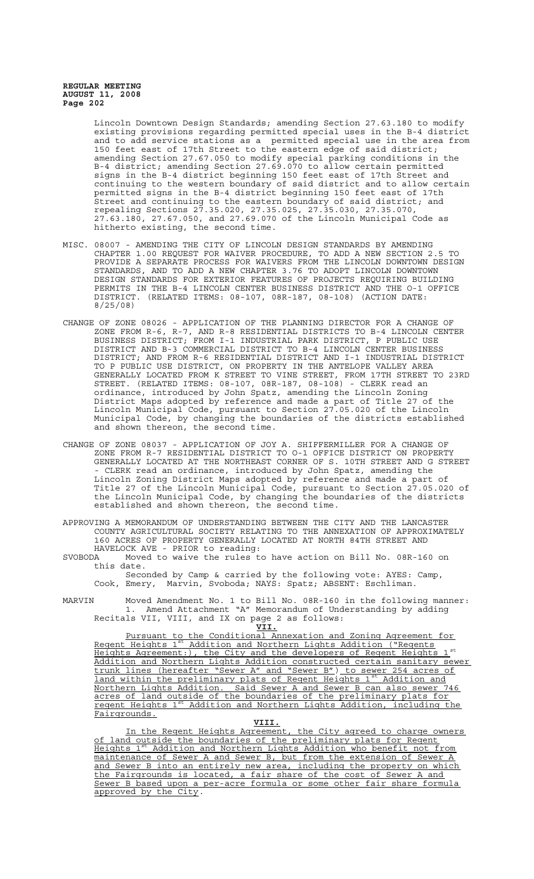Lincoln Downtown Design Standards; amending Section 27.63.180 to modify existing provisions regarding permitted special uses in the B-4 district and to add service stations as a permitted special use in the area from 150 feet east of 17th Street to the eastern edge of said district; amending Section 27.67.050 to modify special parking conditions in the B-4 district; amending Section 27.69.070 to allow certain permitted signs in the B-4 district beginning 150 feet east of 17th Street and continuing to the western boundary of said district and to allow certain permitted signs in the B-4 district beginning 150 feet east of 17th Street and continuing to the eastern boundary of said district; and repealing Sections 27.35.020, 27.35.025, 27.35.030, 27.35.070, 27.63.180, 27.67.050, and 27.69.070 of the Lincoln Municipal Code as hitherto existing, the second time.

MISC. 08007 - AMENDING THE CITY OF LINCOLN DESIGN STANDARDS BY AMENDING CHAPTER 1.00 REQUEST FOR WAIVER PROCEDURE, TO ADD A NEW SECTION 2.5 TO PROVIDE A SEPARATE PROCESS FOR WAIVERS FROM THE LINCOLN DOWNTOWN DESIGN STANDARDS, AND TO ADD A NEW CHAPTER 3.76 TO ADOPT LINCOLN DOWNTOWN DESIGN STANDARDS FOR EXTERIOR FEATURES OF PROJECTS REQUIRING BUILDING PERMITS IN THE B-4 LINCOLN CENTER BUSINESS DISTRICT AND THE O-1 OFFICE DISTRICT. (RELATED ITEMS: 08-107, 08R-187, 08-108) (ACTION DATE: 8/25/08)

CHANGE OF ZONE 08026 - APPLICATION OF THE PLANNING DIRECTOR FOR A CHANGE OF ZONE FROM R-6, R-7, AND R-8 RESIDENTIAL DISTRICTS TO B-4 LINCOLN CENTER BUSINESS DISTRICT; FROM I-1 INDUSTRIAL PARK DISTRICT, P PUBLIC USE DISTRICT AND B-3 COMMERCIAL DISTRICT TO B-4 LINCOLN CENTER BUSINESS DISTRICT; AND FROM R-6 RESIDENTIAL DISTRICT AND I-1 INDUSTRIAL DISTRICT TO P PUBLIC USE DISTRICT, ON PROPERTY IN THE ANTELOPE VALLEY AREA GENERALLY LOCATED FROM K STREET TO VINE STREET, FROM 17TH STREET TO 23RD STREET. (RELATED ITEMS: 08-107, 08R-187, 08-108) - CLERK read an ordinance, introduced by John Spatz, amending the Lincoln Zoning District Maps adopted by reference and made a part of Title 27 of the Lincoln Municipal Code, pursuant to Section 27.05.020 of the Lincoln Municipal Code, by changing the boundaries of the districts established and shown thereon, the second time.

CHANGE OF ZONE 08037 - APPLICATION OF JOY A. SHIFFERMILLER FOR A CHANGE OF ZONE FROM R-7 RESIDENTIAL DISTRICT TO O-1 OFFICE DISTRICT ON PROPERTY GENERALLY LOCATED AT THE NORTHEAST CORNER OF S. 10TH STREET AND G STREET - CLERK read an ordinance, introduced by John Spatz, amending the Lincoln Zoning District Maps adopted by reference and made a part of Title 27 of the Lincoln Municipal Code, pursuant to Section 27.05.020 of the Lincoln Municipal Code, by changing the boundaries of the districts established and shown thereon, the second time.

APPROVING A MEMORANDUM OF UNDERSTANDING BETWEEN THE CITY AND THE LANCASTER COUNTY AGRICULTURAL SOCIETY RELATING TO THE ANNEXATION OF APPROXIMATELY 160 ACRES OF PROPERTY GENERALLY LOCATED AT NORTH 84TH STREET AND HAVELOCK AVE - PRIOR to reading:

SVOBODA Moved to waive the rules to have action on Bill No. 08R-160 on this date.

Seconded by Camp & carried by the following vote: AYES: Camp, Cook, Emery, Marvin, Svoboda; NAYS: Spatz; ABSENT: Eschliman.

MARVIN Moved Amendment No. 1 to Bill No. 08R-160 in the following manner:

1. Amend Attachment "A" Memorandum of Understanding by adding Recitals VII, VIII, and IX on page 2 as follows:

**VII.**

Pursuant to the Conditional Annexation and Zoning Agreement for Regent Heights 1st Addition and Northern Lights Addition ("Regents Heights Agreement:), the City and the developers of Regent Heights 1st Addition and Northern Lights Addition constructed certain sanitary sewer trunk lines (hereafter "Sewer A" and "Sewer B") to sewer 254 acres of land within the preliminary plats of Regent Heights 1st Addition and Northern Lights Addition. Said Sewer A and Sewer B can also sewer 746 acres of land outside of the boundaries of the preliminary plats for regent Heights 1st Addition and Northern Lights Addition, including the Fairgrounds.

**VIII.**

In the Regent Heights Agreement, the City agreed to charge owners of land outside the boundaries of the preliminary plats for Regent Heights 1st Addition and Northern Lights Addition who benefit not from maintenance of Sewer A and Sewer B, but from the extension of Sewer A and Sewer B into an entirely new area, including the property on which the Fairgrounds is located, a fair share of the cost of Sewer A and Sewer B based upon a per-acre formula or some other fair share formula approved by the City.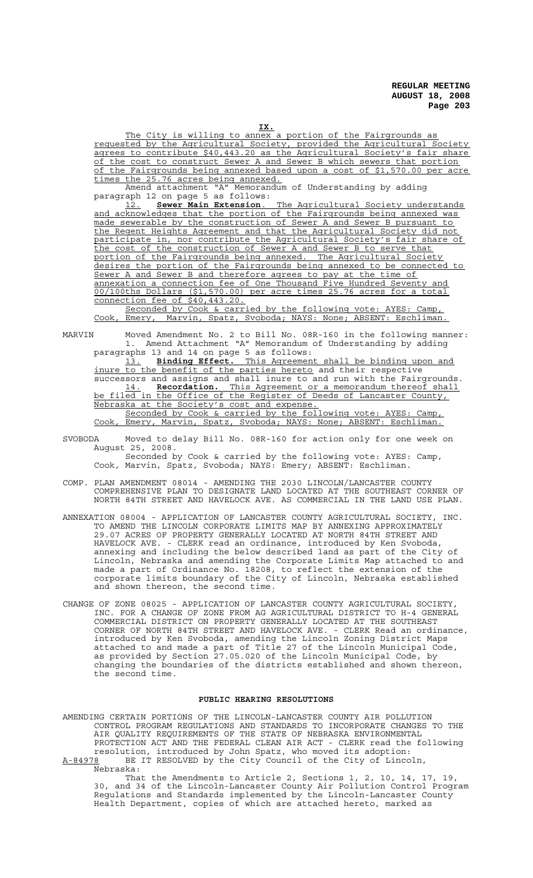**IX.**

The City is willing to annex a portion of the Fairgrounds as requested by the Agricultural Society, provided the Agricultural Society agrees to contribute $40,443.20 as the Agricultural Society's fair share of the cost to construct Sewer A and Sewer B which sewers that portion of the Fairgrounds being annexed based upon a cost of $1,570.00 per acre times the 25.76 acres being annexed.

Amend attachment "A" Memorandum of Understanding by adding paragraph 12 on page 5 as follows:

12. **Sewer Main Extension**. The Agricultural Society understands and acknowledges that the portion of the Fairgrounds being annexed was made sewerable by the construction of Sewer A and Sewer B pursuant to the Regent Heights Agreement and that the Agricultural Society did not participate in, nor contribute the Agricultural Society's fair share of the cost of the construction of Sewer A and Sewer B to serve that portion of the Fairgrounds being annexed. The Agricultural Society desires the portion of the Fairgrounds being annexed to be connected to Sewer A and Sewer B and therefore agrees to pay at the time of annexation a connection fee of One Thousand Five Hundred Seventy and 00/100ths Dollars ($1,570.00) per acre times 25.76 acres for a total connection fee of $40,443.20.

Seconded by Cook & carried by the following vote: AYES: Camp, Cook, Emery, Marvin, Spatz, Svoboda; NAYS: None; ABSENT: Eschliman.

MARVIN Moved Amendment No. 2 to Bill No. 08R-160 in the following manner:

1. Amend Attachment "A" Memorandum of Understanding by adding paragraphs 13 and 14 on page 5 as follows:

13. **Binding Effect.** This Agreement shall be binding upon and inure to the benefit of the parties hereto and their respective successors and assigns and shall inure to and run with the Fairgrounds.

14. **Recordation.** This Agreement or a memorandum thereof shall be filed in the Office of the Register of Deeds of Lancaster County, Nebraska at the Society's cost and expense.

Seconded by Cook & carried by the following vote: AYES: Camp, Cook, Emery, Marvin, Spatz, Svoboda; NAYS: None; ABSENT: Eschliman.

SVOBODA Moved to delay Bill No. 08R-160 for action only for one week on August 25, 2008.

Seconded by Cook & carried by the following vote: AYES: Camp, Cook, Marvin, Spatz, Svoboda; NAYS: Emery; ABSENT: Eschliman.

COMP. PLAN AMENDMENT 08014 - AMENDING THE 2030 LINCOLN/LANCASTER COUNTY COMPREHENSIVE PLAN TO DESIGNATE LAND LOCATED AT THE SOUTHEAST CORNER OF NORTH 84TH STREET AND HAVELOCK AVE. AS COMMERCIAL IN THE LAND USE PLAN.

ANNEXATION 08004 - APPLICATION OF LANCASTER COUNTY AGRICULTURAL SOCIETY, INC. TO AMEND THE LINCOLN CORPORATE LIMITS MAP BY ANNEXING APPROXIMATELY 29.07 ACRES OF PROPERTY GENERALLY LOCATED AT NORTH 84TH STREET AND HAVELOCK AVE. - CLERK read an ordinance, introduced by Ken Svoboda, annexing and including the below described land as part of the City of Lincoln, Nebraska and amending the Corporate Limits Map attached to and made a part of Ordinance No. 18208, to reflect the extension of the corporate limits boundary of the City of Lincoln, Nebraska established and shown thereon, the second time.

CHANGE OF ZONE 08025 - APPLICATION OF LANCASTER COUNTY AGRICULTURAL SOCIETY, INC. FOR A CHANGE OF ZONE FROM AG AGRICULTURAL DISTRICT TO H-4 GENERAL COMMERCIAL DISTRICT ON PROPERTY GENERALLY LOCATED AT THE SOUTHEAST CORNER OF NORTH 84TH STREET AND HAVELOCK AVE. - CLERK Read an ordinance, introduced by Ken Svoboda, amending the Lincoln Zoning District Maps attached to and made a part of Title 27 of the Lincoln Municipal Code, as provided by Section 27.05.020 of the Lincoln Municipal Code, by changing the boundaries of the districts established and shown thereon, the second time.

## PUBLIC HEARING RESOLUTIONS

AMENDING CERTAIN PORTIONS OF THE LINCOLN-LANCASTER COUNTY AIR POLLUTION CONTROL PROGRAM REGULATIONS AND STANDARDS TO INCORPORATE CHANGES TO THE AIR QUALITY REQUIREMENTS OF THE STATE OF NEBRASKA ENVIRONMENTAL PROTECTION ACT AND THE FEDERAL CLEAN AIR ACT - CLERK read the following resolution, introduced by John Spatz, who moved its adoption:

A-84978 BE IT RESOLVED by the City Council of the City of Lincoln, Nebraska:

That the Amendments to Article 2, Sections 1, 2, 10, 14, 17, 19, 30, and 34 of the Lincoln-Lancaster County Air Pollution Control Program Regulations and Standards implemented by the Lincoln-Lancaster County Health Department, copies of which are attached hereto, marked as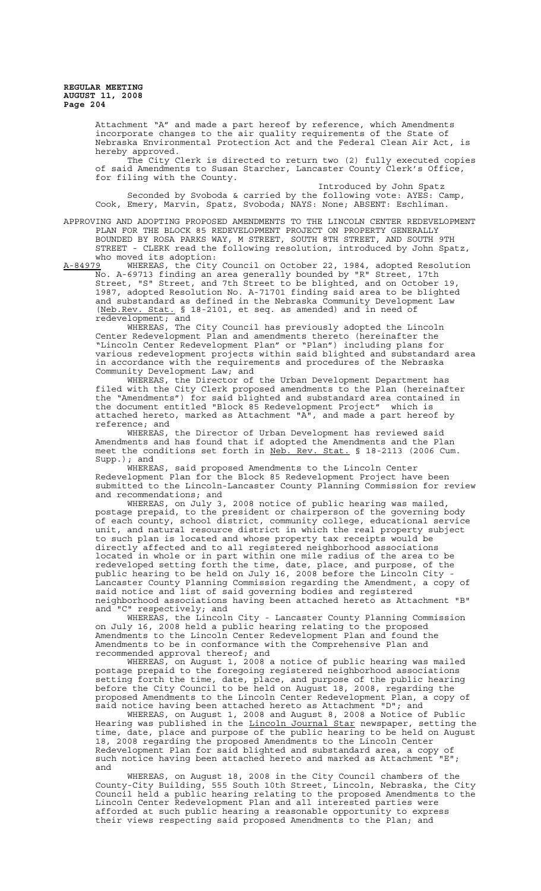Attachment "A" and made a part hereof by reference, which Amendments incorporate changes to the air quality requirements of the State of Nebraska Environmental Protection Act and the Federal Clean Air Act, is hereby approved.

The City Clerk is directed to return two (2) fully executed copies of said Amendments to Susan Starcher, Lancaster County Clerk's Office, for filing with the County.

Introduced by John Spatz

Seconded by Svoboda & carried by the following vote: AYES: Camp, Cook, Emery, Marvin, Spatz, Svoboda; NAYS: None; ABSENT: Eschliman.

APPROVING AND ADOPTING PROPOSED AMENDMENTS TO THE LINCOLN CENTER REDEVELOPMENT PLAN FOR THE BLOCK 85 REDEVELOPMENT PROJECT ON PROPERTY GENERALLY BOUNDED BY ROSA PARKS WAY, M STREET, SOUTH 8TH STREET, AND SOUTH 9TH STREET - CLERK read the following resolution, introduced by John Spatz, who moved its adoption:

A-84979 WHEREAS, the City Council on October 22, 1984, adopted Resolution No. A-69713 finding an area generally bounded by "R" Street, 17th Street, "S" Street, and 7th Street to be blighted, and on October 19, 1987, adopted Resolution No. A-71701 finding said area to be blighted and substandard as defined in the Nebraska Community Development Law (Neb.Rev. Stat. § 18-2101, et seq. as amended) and in need of redevelopment; and

WHEREAS, The City Council has previously adopted the Lincoln Center Redevelopment Plan and amendments thereto (hereinafter the "Lincoln Center Redevelopment Plan" or "Plan") including plans for various redevelopment projects within said blighted and substandard area in accordance with the requirements and procedures of the Nebraska Community Development Law; and

WHEREAS, the Director of the Urban Development Department has filed with the City Clerk proposed amendments to the Plan (hereinafter the "Amendments") for said blighted and substandard area contained in the document entitled "Block 85 Redevelopment Project" which is attached hereto, marked as Attachment "A", and made a part hereof by reference; and

WHEREAS, the Director of Urban Development has reviewed said Amendments and has found that if adopted the Amendments and the Plan meet the conditions set forth in Neb. Rev. Stat. § 18-2113 (2006 Cum. Supp.); and

WHEREAS, said proposed Amendments to the Lincoln Center Redevelopment Plan for the Block 85 Redevelopment Project have been submitted to the Lincoln-Lancaster County Planning Commission for review and recommendations; and

WHEREAS, on July 3, 2008 notice of public hearing was mailed, postage prepaid, to the president or chairperson of the governing body of each county, school district, community college, educational service unit, and natural resource district in which the real property subject to such plan is located and whose property tax receipts would be directly affected and to all registered neighborhood associations located in whole or in part within one mile radius of the area to be redeveloped setting forth the time, date, place, and purpose, of the public hearing to be held on July 16, 2008 before the Lincoln City - Lancaster County Planning Commission regarding the Amendment, a copy of said notice and list of said governing bodies and registered neighborhood associations having been attached hereto as Attachment "B" and "C" respectively; and

WHEREAS, the Lincoln City - Lancaster County Planning Commission on July 16, 2008 held a public hearing relating to the proposed Amendments to the Lincoln Center Redevelopment Plan and found the Amendments to be in conformance with the Comprehensive Plan and recommended approval thereof; and

WHEREAS, on August 1, 2008 a notice of public hearing was mailed postage prepaid to the foregoing registered neighborhood associations setting forth the time, date, place, and purpose of the public hearing before the City Council to be held on August 18, 2008, regarding the proposed Amendments to the Lincoln Center Redevelopment Plan, a copy of said notice having been attached hereto as Attachment "D"; and

WHEREAS, on August 1, 2008 and August 8, 2008 a Notice of Public Hearing was published in the Lincoln Journal Star newspaper, setting the time, date, place and purpose of the public hearing to be held on August 18, 2008 regarding the proposed Amendments to the Lincoln Center Redevelopment Plan for said blighted and substandard area, a copy of such notice having been attached hereto and marked as Attachment "E"; and

WHEREAS, on August 18, 2008 in the City Council chambers of the County-City Building, 555 South 10th Street, Lincoln, Nebraska, the City Council held a public hearing relating to the proposed Amendments to the Lincoln Center Redevelopment Plan and all interested parties were afforded at such public hearing a reasonable opportunity to express their views respecting said proposed Amendments to the Plan; and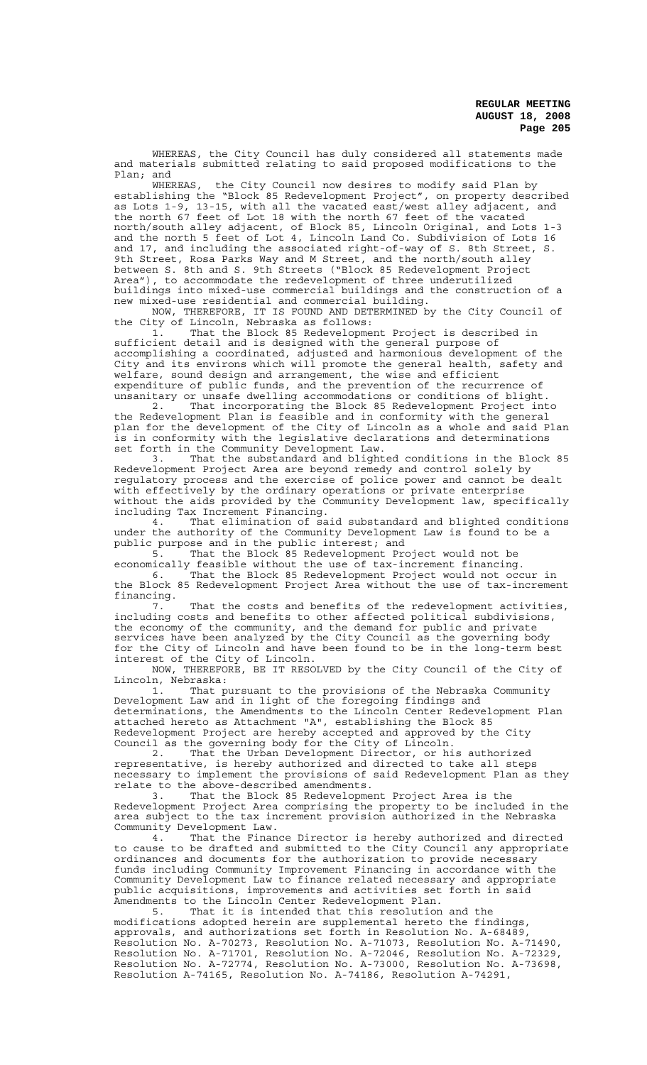WHEREAS, the City Council has duly considered all statements made and materials submitted relating to said proposed modifications to the Plan; and

WHEREAS, the City Council now desires to modify said Plan by establishing the "Block 85 Redevelopment Project", on property described as Lots 1-9, 13-15, with all the vacated east/west alley adjacent, and the north 67 feet of Lot 18 with the north 67 feet of the vacated north/south alley adjacent, of Block 85, Lincoln Original, and Lots 1-3 and the north 5 feet of Lot 4, Lincoln Land Co. Subdivision of Lots 16 and 17, and including the associated right-of-way of S. 8th Street, S. 9th Street, Rosa Parks Way and M Street, and the north/south alley between S. 8th and S. 9th Streets ("Block 85 Redevelopment Project Area"), to accommodate the redevelopment of three underutilized buildings into mixed-use commercial buildings and the construction of a new mixed-use residential and commercial building.

NOW, THEREFORE, IT IS FOUND AND DETERMINED by the City Council of the City of Lincoln, Nebraska as follows:

1. That the Block 85 Redevelopment Project is described in sufficient detail and is designed with the general purpose of accomplishing a coordinated, adjusted and harmonious development of the City and its environs which will promote the general health, safety and welfare, sound design and arrangement, the wise and efficient expenditure of public funds, and the prevention of the recurrence of unsanitary or unsafe dwelling accommodations or conditions of blight.

2. That incorporating the Block 85 Redevelopment Project into the Redevelopment Plan is feasible and in conformity with the general plan for the development of the City of Lincoln as a whole and said Plan is in conformity with the legislative declarations and determinations set forth in the Community Development Law.

3. That the substandard and blighted conditions in the Block 85 Redevelopment Project Area are beyond remedy and control solely by regulatory process and the exercise of police power and cannot be dealt with effectively by the ordinary operations or private enterprise without the aids provided by the Community Development law, specifically including Tax Increment Financing.

4. That elimination of said substandard and blighted conditions under the authority of the Community Development Law is found to be a public purpose and in the public interest; and

5. That the Block 85 Redevelopment Project would not be economically feasible without the use of tax-increment financing.

6. That the Block 85 Redevelopment Project would not occur in the Block 85 Redevelopment Project Area without the use of tax-increment financing.

7. That the costs and benefits of the redevelopment activities, including costs and benefits to other affected political subdivisions, the economy of the community, and the demand for public and private services have been analyzed by the City Council as the governing body for the City of Lincoln and have been found to be in the long-term best interest of the City of Lincoln.

NOW, THEREFORE, BE IT RESOLVED by the City Council of the City of Lincoln, Nebraska:

1. That pursuant to the provisions of the Nebraska Community Development Law and in light of the foregoing findings and determinations, the Amendments to the Lincoln Center Redevelopment Plan attached hereto as Attachment "A", establishing the Block 85 Redevelopment Project are hereby accepted and approved by the City Council as the governing body for the City of Lincoln.

2. That the Urban Development Director, or his authorized representative, is hereby authorized and directed to take all steps necessary to implement the provisions of said Redevelopment Plan as they relate to the above-described amendments.

3. That the Block 85 Redevelopment Project Area is the Redevelopment Project Area comprising the property to be included in the area subject to the tax increment provision authorized in the Nebraska Community Development Law.

4. That the Finance Director is hereby authorized and directed to cause to be drafted and submitted to the City Council any appropriate ordinances and documents for the authorization to provide necessary funds including Community Improvement Financing in accordance with the Community Development Law to finance related necessary and appropriate public acquisitions, improvements and activities set forth in said Amendments to the Lincoln Center Redevelopment Plan.

5. That it is intended that this resolution and the modifications adopted herein are supplemental hereto the findings, approvals, and authorizations set forth in Resolution No. A-68489, Resolution No. A-70273, Resolution No. A-71073, Resolution No. A-71490, Resolution No. A-71701, Resolution No. A-72046, Resolution No. A-72329, Resolution No. A-72774, Resolution No. A-73000, Resolution No. A-73698, Resolution A-74165, Resolution No. A-74186, Resolution A-74291,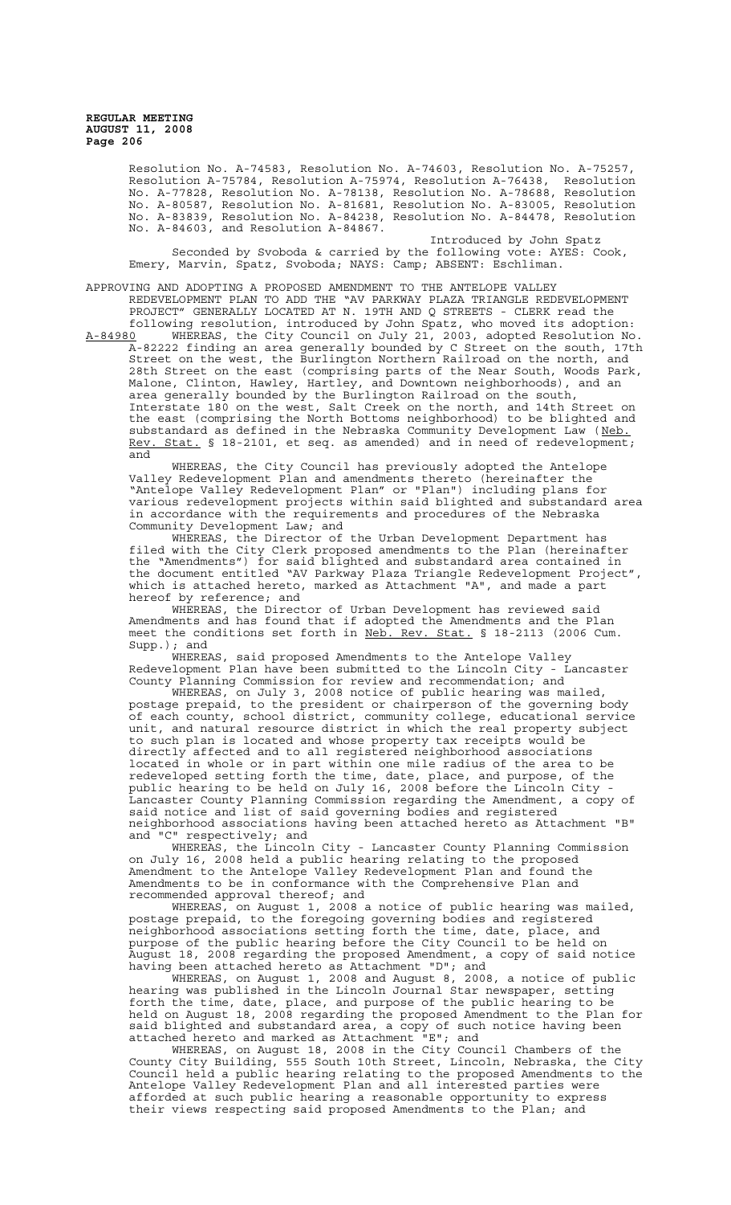Resolution No. A-74583, Resolution No. A-74603, Resolution No. A-75257, Resolution A-75784, Resolution A-75974, Resolution A-76438, Resolution No. A-77828, Resolution No. A-78138, Resolution No. A-78688, Resolution No. A-80587, Resolution No. A-81681, Resolution No. A-83005, Resolution No. A-83839, Resolution No. A-84238, Resolution No. A-84478, Resolution No. A-84603, and Resolution A-84867.

Introduced by John Spatz

Seconded by Svoboda & carried by the following vote: AYES: Cook, Emery, Marvin, Spatz, Svoboda; NAYS: Camp; ABSENT: Eschliman.

APPROVING AND ADOPTING A PROPOSED AMENDMENT TO THE ANTELOPE VALLEY REDEVELOPMENT PLAN TO ADD THE "AV PARKWAY PLAZA TRIANGLE REDEVELOPMENT PROJECT" GENERALLY LOCATED AT N. 19TH AND Q STREETS - CLERK read the following resolution, introduced by John Spatz, who moved its adoption:

A-84980 WHEREAS, the City Council on July 21, 2003, adopted Resolution No. A-82222 finding an area generally bounded by C Street on the south, 17th Street on the west, the Burlington Northern Railroad on the north, and 28th Street on the east (comprising parts of the Near South, Woods Park, Malone, Clinton, Hawley, Hartley, and Downtown neighborhoods), and an area generally bounded by the Burlington Railroad on the south, Interstate 180 on the west, Salt Creek on the north, and 14th Street on the east (comprising the North Bottoms neighborhood) to be blighted and substandard as defined in the Nebraska Community Development Law (Neb. Rev. Stat. § 18-2101, et seq. as amended) and in need of redevelopment; and

WHEREAS, the City Council has previously adopted the Antelope Valley Redevelopment Plan and amendments thereto (hereinafter the "Antelope Valley Redevelopment Plan" or "Plan") including plans for various redevelopment projects within said blighted and substandard area in accordance with the requirements and procedures of the Nebraska Community Development Law; and

WHEREAS, the Director of the Urban Development Department has filed with the City Clerk proposed amendments to the Plan (hereinafter the "Amendments") for said blighted and substandard area contained in the document entitled "AV Parkway Plaza Triangle Redevelopment Project", which is attached hereto, marked as Attachment "A", and made a part hereof by reference; and

WHEREAS, the Director of Urban Development has reviewed said Amendments and has found that if adopted the Amendments and the Plan meet the conditions set forth in Neb. Rev. Stat. § 18-2113 (2006 Cum. Supp.); and

WHEREAS, said proposed Amendments to the Antelope Valley Redevelopment Plan have been submitted to the Lincoln City - Lancaster County Planning Commission for review and recommendation; and

WHEREAS, on July 3, 2008 notice of public hearing was mailed, postage prepaid, to the president or chairperson of the governing body of each county, school district, community college, educational service unit, and natural resource district in which the real property subject to such plan is located and whose property tax receipts would be directly affected and to all registered neighborhood associations located in whole or in part within one mile radius of the area to be redeveloped setting forth the time, date, place, and purpose, of the public hearing to be held on July 16, 2008 before the Lincoln City - Lancaster County Planning Commission regarding the Amendment, a copy of said notice and list of said governing bodies and registered neighborhood associations having been attached hereto as Attachment "B" and "C" respectively; and

WHEREAS, the Lincoln City - Lancaster County Planning Commission on July 16, 2008 held a public hearing relating to the proposed Amendment to the Antelope Valley Redevelopment Plan and found the Amendments to be in conformance with the Comprehensive Plan and recommended approval thereof; and

WHEREAS, on August 1, 2008 a notice of public hearing was mailed, postage prepaid, to the foregoing governing bodies and registered neighborhood associations setting forth the time, date, place, and purpose of the public hearing before the City Council to be held on August 18, 2008 regarding the proposed Amendment, a copy of said notice having been attached hereto as Attachment "D"; and

WHEREAS, on August 1, 2008 and August 8, 2008, a notice of public hearing was published in the Lincoln Journal Star newspaper, setting forth the time, date, place, and purpose of the public hearing to be held on August 18, 2008 regarding the proposed Amendment to the Plan for said blighted and substandard area, a copy of such notice having been attached hereto and marked as Attachment "E"; and

WHEREAS, on August 18, 2008 in the City Council Chambers of the County City Building, 555 South 10th Street, Lincoln, Nebraska, the City Council held a public hearing relating to the proposed Amendments to the Antelope Valley Redevelopment Plan and all interested parties were afforded at such public hearing a reasonable opportunity to express their views respecting said proposed Amendments to the Plan; and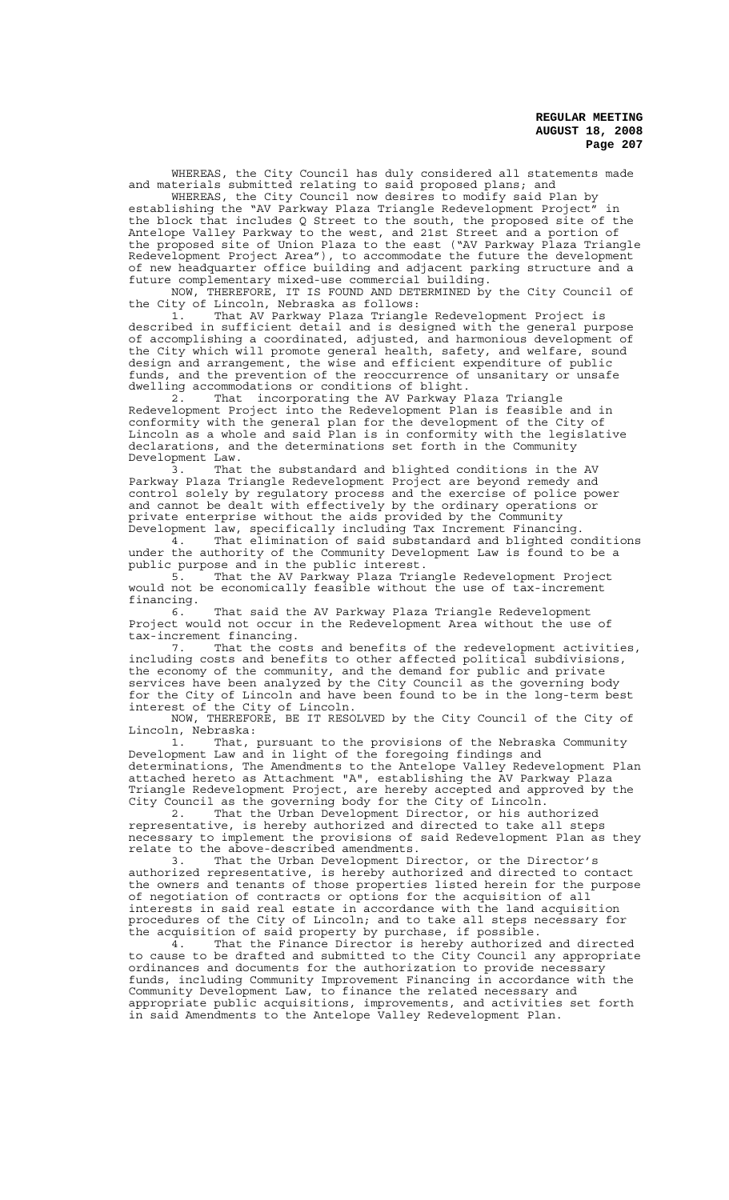WHEREAS, the City Council has duly considered all statements made and materials submitted relating to said proposed plans; and

WHEREAS, the City Council now desires to modify said Plan by establishing the "AV Parkway Plaza Triangle Redevelopment Project" in the block that includes Q Street to the south, the proposed site of the Antelope Valley Parkway to the west, and 21st Street and a portion of the proposed site of Union Plaza to the east ("AV Parkway Plaza Triangle Redevelopment Project Area"), to accommodate the future the development of new headquarter office building and adjacent parking structure and a future complementary mixed-use commercial building.

NOW, THEREFORE, IT IS FOUND AND DETERMINED by the City Council of the City of Lincoln, Nebraska as follows:

1. That AV Parkway Plaza Triangle Redevelopment Project is described in sufficient detail and is designed with the general purpose of accomplishing a coordinated, adjusted, and harmonious development of the City which will promote general health, safety, and welfare, sound design and arrangement, the wise and efficient expenditure of public funds, and the prevention of the reoccurrence of unsanitary or unsafe dwelling accommodations or conditions of blight.

2. That incorporating the AV Parkway Plaza Triangle Redevelopment Project into the Redevelopment Plan is feasible and in conformity with the general plan for the development of the City of Lincoln as a whole and said Plan is in conformity with the legislative declarations, and the determinations set forth in the Community Development Law.

3. That the substandard and blighted conditions in the AV Parkway Plaza Triangle Redevelopment Project are beyond remedy and control solely by regulatory process and the exercise of police power and cannot be dealt with effectively by the ordinary operations or private enterprise without the aids provided by the Community Development law, specifically including Tax Increment Financing.

4. That elimination of said substandard and blighted conditions under the authority of the Community Development Law is found to be a public purpose and in the public interest.

5. That the AV Parkway Plaza Triangle Redevelopment Project would not be economically feasible without the use of tax-increment financing.

6. That said the AV Parkway Plaza Triangle Redevelopment Project would not occur in the Redevelopment Area without the use of tax-increment financing.

7. That the costs and benefits of the redevelopment activities, including costs and benefits to other affected political subdivisions, the economy of the community, and the demand for public and private services have been analyzed by the City Council as the governing body for the City of Lincoln and have been found to be in the long-term best interest of the City of Lincoln.

NOW, THEREFORE, BE IT RESOLVED by the City Council of the City of Lincoln, Nebraska:

1. That, pursuant to the provisions of the Nebraska Community Development Law and in light of the foregoing findings and determinations, The Amendments to the Antelope Valley Redevelopment Plan attached hereto as Attachment "A", establishing the AV Parkway Plaza Triangle Redevelopment Project, are hereby accepted and approved by the City Council as the governing body for the City of Lincoln.

2. That the Urban Development Director, or his authorized representative, is hereby authorized and directed to take all steps necessary to implement the provisions of said Redevelopment Plan as they relate to the above-described amendments.

3. That the Urban Development Director, or the Director's authorized representative, is hereby authorized and directed to contact the owners and tenants of those properties listed herein for the purpose of negotiation of contracts or options for the acquisition of all interests in said real estate in accordance with the land acquisition procedures of the City of Lincoln; and to take all steps necessary for the acquisition of said property by purchase, if possible.

4. That the Finance Director is hereby authorized and directed to cause to be drafted and submitted to the City Council any appropriate ordinances and documents for the authorization to provide necessary funds, including Community Improvement Financing in accordance with the Community Development Law, to finance the related necessary and appropriate public acquisitions, improvements, and activities set forth in said Amendments to the Antelope Valley Redevelopment Plan.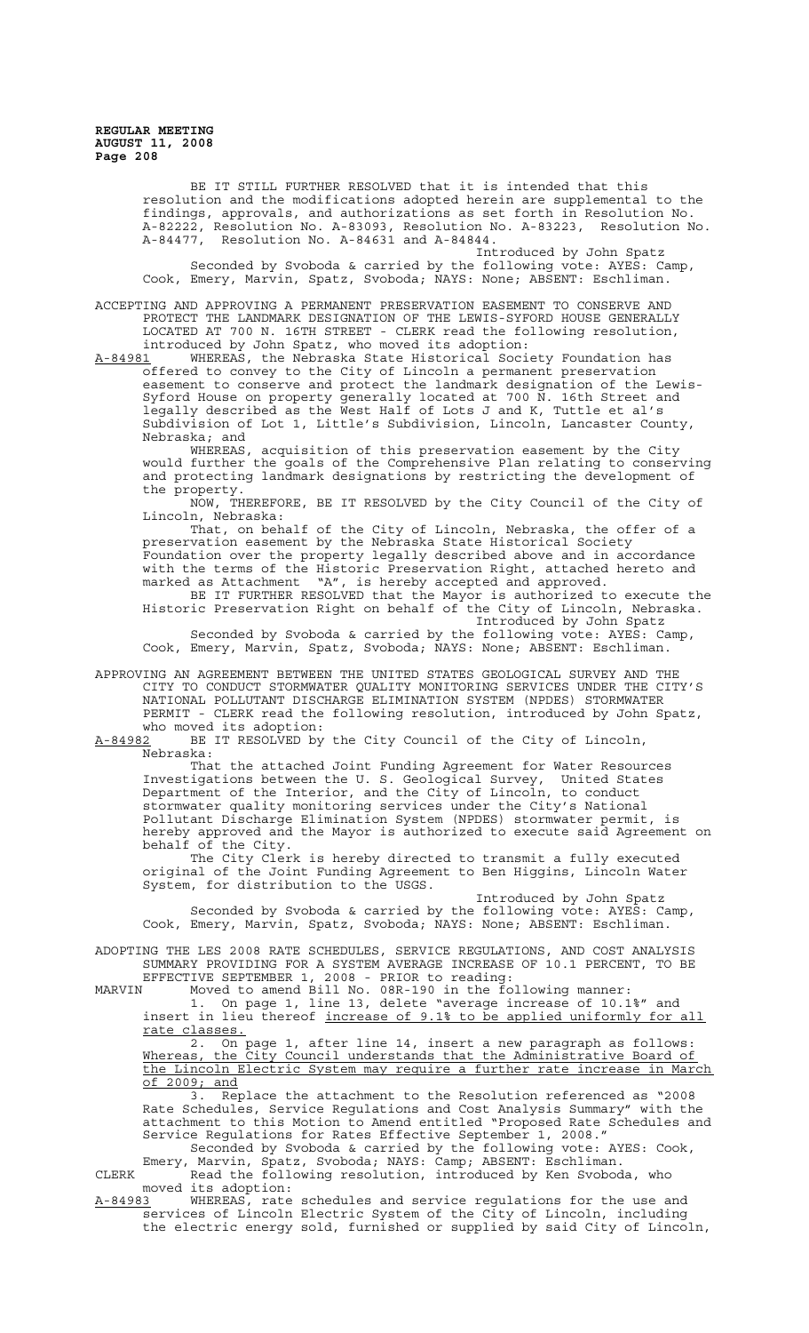BE IT STILL FURTHER RESOLVED that it is intended that this resolution and the modifications adopted herein are supplemental to the findings, approvals, and authorizations as set forth in Resolution No. A-82222, Resolution No. A-83093, Resolution No. A-83223, Resolution No. A-84477, Resolution No. A-84631 and A-84844.

Introduced by John Spatz

Seconded by Svoboda & carried by the following vote: AYES: Camp, Cook, Emery, Marvin, Spatz, Svoboda; NAYS: None; ABSENT: Eschliman.

ACCEPTING AND APPROVING A PERMANENT PRESERVATION EASEMENT TO CONSERVE AND PROTECT THE LANDMARK DESIGNATION OF THE LEWIS-SYFORD HOUSE GENERALLY LOCATED AT 700 N. 16TH STREET - CLERK read the following resolution, introduced by John Spatz, who moved its adoption:

A-84981 WHEREAS, the Nebraska State Historical Society Foundation has offered to convey to the City of Lincoln a permanent preservation easement to conserve and protect the landmark designation of the Lewis-Syford House on property generally located at 700 N. 16th Street and legally described as the West Half of Lots J and K, Tuttle et al's Subdivision of Lot 1, Little's Subdivision, Lincoln, Lancaster County, Nebraska; and

WHEREAS, acquisition of this preservation easement by the City would further the goals of the Comprehensive Plan relating to conserving and protecting landmark designations by restricting the development of the property.

NOW, THEREFORE, BE IT RESOLVED by the City Council of the City of Lincoln, Nebraska:

That, on behalf of the City of Lincoln, Nebraska, the offer of a preservation easement by the Nebraska State Historical Society Foundation over the property legally described above and in accordance with the terms of the Historic Preservation Right, attached hereto and marked as Attachment "A", is hereby accepted and approved.

BE IT FURTHER RESOLVED that the Mayor is authorized to execute the Historic Preservation Right on behalf of the City of Lincoln, Nebraska.

Introduced by John Spatz

Seconded by Svoboda & carried by the following vote: AYES: Camp, Cook, Emery, Marvin, Spatz, Svoboda; NAYS: None; ABSENT: Eschliman.

APPROVING AN AGREEMENT BETWEEN THE UNITED STATES GEOLOGICAL SURVEY AND THE CITY TO CONDUCT STORMWATER QUALITY MONITORING SERVICES UNDER THE CITY'S NATIONAL POLLUTANT DISCHARGE ELIMINATION SYSTEM (NPDES) STORMWATER PERMIT - CLERK read the following resolution, introduced by John Spatz, who moved its adoption:

A-84982 BE IT RESOLVED by the City Council of the City of Lincoln, Nebraska:

That the attached Joint Funding Agreement for Water Resources Investigations between the U. S. Geological Survey, United States Department of the Interior, and the City of Lincoln, to conduct stormwater quality monitoring services under the City's National Pollutant Discharge Elimination System (NPDES) stormwater permit, is hereby approved and the Mayor is authorized to execute said Agreement on behalf of the City.

The City Clerk is hereby directed to transmit a fully executed original of the Joint Funding Agreement to Ben Higgins, Lincoln Water System, for distribution to the USGS.

Introduced by John Spatz

Seconded by Svoboda & carried by the following vote: AYES: Camp, Cook, Emery, Marvin, Spatz, Svoboda; NAYS: None; ABSENT: Eschliman.

ADOPTING THE LES 2008 RATE SCHEDULES, SERVICE REGULATIONS, AND COST ANALYSIS SUMMARY PROVIDING FOR A SYSTEM AVERAGE INCREASE OF 10.1 PERCENT, TO BE EFFECTIVE SEPTEMBER 1, 2008 - PRIOR to reading:

MARVIN Moved to amend Bill No. 08R-190 in the following manner:

1. On page 1, line 13, delete "average increase of 10.1%" and insert in lieu thereof increase of 9.1% to be applied uniformly for all rate classes.

2. On page 1, after line 14, insert a new paragraph as follows: Whereas, the City Council understands that the Administrative Board of the Lincoln Electric System may require a further rate increase in March of 2009; and

3. Replace the attachment to the Resolution referenced as "2008 Rate Schedules, Service Regulations and Cost Analysis Summary" with the attachment to this Motion to Amend entitled "Proposed Rate Schedules and Service Regulations for Rates Effective September 1, 2008."

Seconded by Svoboda & carried by the following vote: AYES: Cook, Emery, Marvin, Spatz, Svoboda; NAYS: Camp; ABSENT: Eschliman.

CLERK Read the following resolution, introduced by Ken Svoboda, who moved its adoption:

A-84983 WHEREAS, rate schedules and service regulations for the use and services of Lincoln Electric System of the City of Lincoln, including the electric energy sold, furnished or supplied by said City of Lincoln,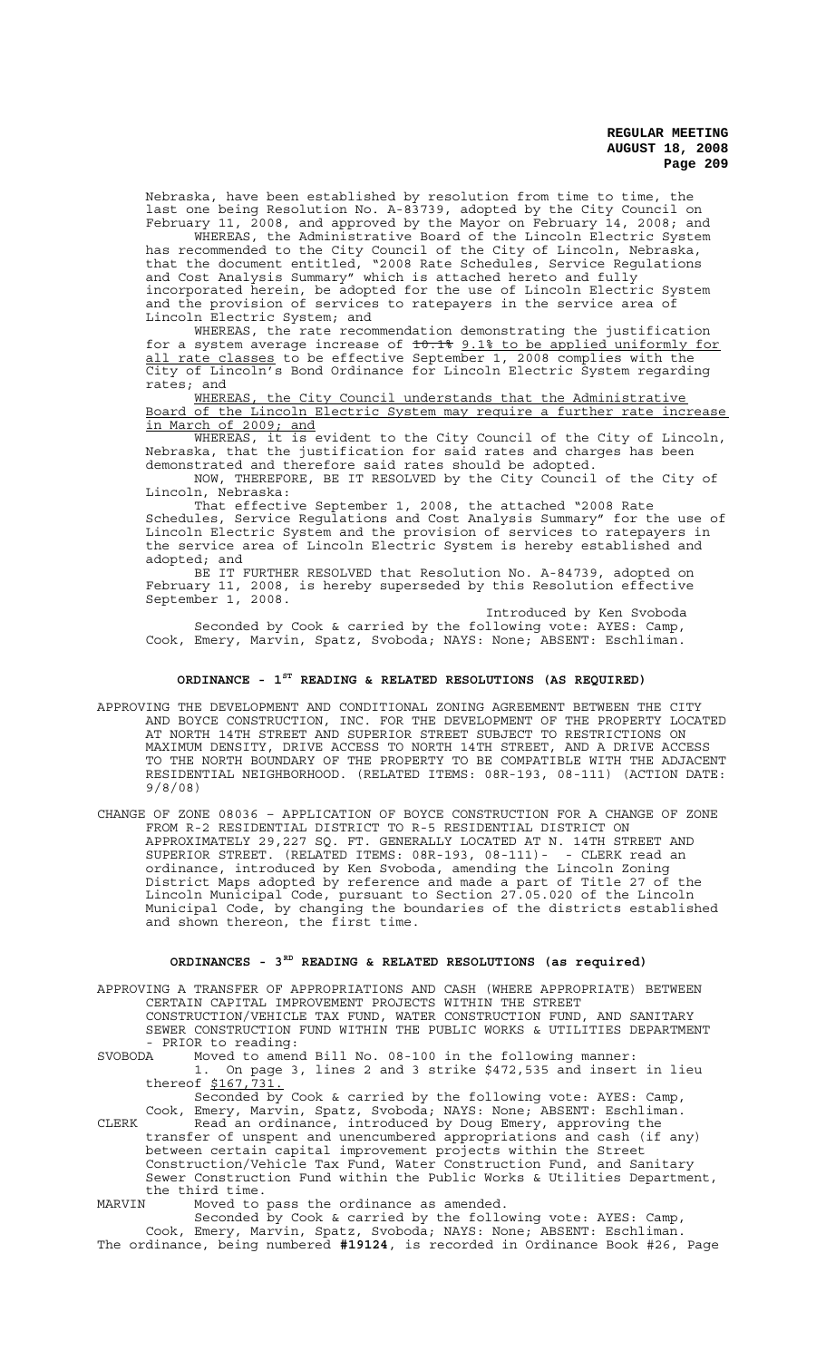Nebraska, have been established by resolution from time to time, the last one being Resolution No. A-83739, adopted by the City Council on February 11, 2008, and approved by the Mayor on February 14, 2008; and

WHEREAS, the Administrative Board of the Lincoln Electric System has recommended to the City Council of the City of Lincoln, Nebraska, that the document entitled, "2008 Rate Schedules, Service Regulations and Cost Analysis Summary" which is attached hereto and fully incorporated herein, be adopted for the use of Lincoln Electric System and the provision of services to ratepayers in the service area of Lincoln Electric System; and

WHEREAS, the rate recommendation demonstrating the justification for a system average increase of ~~10.1%~~ 9.1% to be applied uniformly for all rate classes to be effective September 1, 2008 complies with the City of Lincoln's Bond Ordinance for Lincoln Electric System regarding rates; and

WHEREAS, the City Council understands that the Administrative Board of the Lincoln Electric System may require a further rate increase in March of 2009; and

WHEREAS, it is evident to the City Council of the City of Lincoln, Nebraska, that the justification for said rates and charges has been demonstrated and therefore said rates should be adopted.

NOW, THEREFORE, BE IT RESOLVED by the City Council of the City of Lincoln, Nebraska:

That effective September 1, 2008, the attached "2008 Rate Schedules, Service Regulations and Cost Analysis Summary" for the use of Lincoln Electric System and the provision of services to ratepayers in the service area of Lincoln Electric System is hereby established and adopted; and

BE IT FURTHER RESOLVED that Resolution No. A-84739, adopted on February 11, 2008, is hereby superseded by this Resolution effective September 1, 2008.

Introduced by Ken Svoboda

Seconded by Cook & carried by the following vote: AYES: Camp, Cook, Emery, Marvin, Spatz, Svoboda; NAYS: None; ABSENT: Eschliman.

## ORDINANCE - 1ST READING & RELATED RESOLUTIONS (AS REQUIRED)

APPROVING THE DEVELOPMENT AND CONDITIONAL ZONING AGREEMENT BETWEEN THE CITY AND BOYCE CONSTRUCTION, INC. FOR THE DEVELOPMENT OF THE PROPERTY LOCATED AT NORTH 14TH STREET AND SUPERIOR STREET SUBJECT TO RESTRICTIONS ON MAXIMUM DENSITY, DRIVE ACCESS TO NORTH 14TH STREET, AND A DRIVE ACCESS TO THE NORTH BOUNDARY OF THE PROPERTY TO BE COMPATIBLE WITH THE ADJACENT RESIDENTIAL NEIGHBORHOOD. (RELATED ITEMS: 08R-193, 08-111) (ACTION DATE: 9/8/08)

CHANGE OF ZONE 08036 – APPLICATION OF BOYCE CONSTRUCTION FOR A CHANGE OF ZONE FROM R-2 RESIDENTIAL DISTRICT TO R-5 RESIDENTIAL DISTRICT ON APPROXIMATELY 29,227 SQ. FT. GENERALLY LOCATED AT N. 14TH STREET AND SUPERIOR STREET. (RELATED ITEMS: 08R-193, 08-111)- - CLERK read an ordinance, introduced by Ken Svoboda, amending the Lincoln Zoning District Maps adopted by reference and made a part of Title 27 of the Lincoln Municipal Code, pursuant to Section 27.05.020 of the Lincoln Municipal Code, by changing the boundaries of the districts established and shown thereon, the first time.

## ORDINANCES - 3RD READING & RELATED RESOLUTIONS (as required)

APPROVING A TRANSFER OF APPROPRIATIONS AND CASH (WHERE APPROPRIATE) BETWEEN CERTAIN CAPITAL IMPROVEMENT PROJECTS WITHIN THE STREET CONSTRUCTION/VEHICLE TAX FUND, WATER CONSTRUCTION FUND, AND SANITARY SEWER CONSTRUCTION FUND WITHIN THE PUBLIC WORKS & UTILITIES DEPARTMENT - PRIOR to reading:

SVOBODA Moved to amend Bill No. 08-100 in the following manner:

1. On page 3, lines 2 and 3 strike $472,535 and insert in lieu thereof $167,731.

Seconded by Cook & carried by the following vote: AYES: Camp, Cook, Emery, Marvin, Spatz, Svoboda; NAYS: None; ABSENT: Eschliman.

CLERK Read an ordinance, introduced by Doug Emery, approving the transfer of unspent and unencumbered appropriations and cash (if any) between certain capital improvement projects within the Street Construction/Vehicle Tax Fund, Water Construction Fund, and Sanitary Sewer Construction Fund within the Public Works & Utilities Department, the third time.

MARVIN Moved to pass the ordinance as amended.

Seconded by Cook & carried by the following vote: AYES: Camp, Cook, Emery, Marvin, Spatz, Svoboda; NAYS: None; ABSENT: Eschliman.

The ordinance, being numbered **#19124**, is recorded in Ordinance Book #26, Page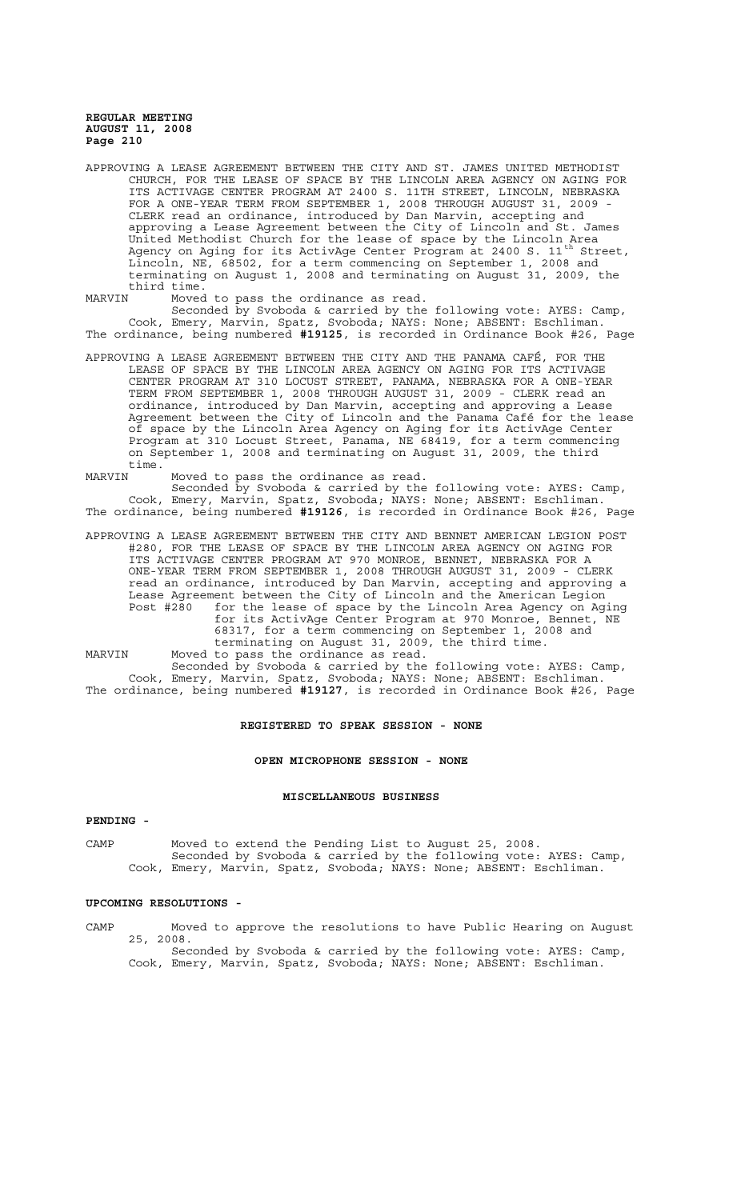APPROVING A LEASE AGREEMENT BETWEEN THE CITY AND ST. JAMES UNITED METHODIST CHURCH, FOR THE LEASE OF SPACE BY THE LINCOLN AREA AGENCY ON AGING FOR ITS ACTIVAGE CENTER PROGRAM AT 2400 S. 11TH STREET, LINCOLN, NEBRASKA FOR A ONE-YEAR TERM FROM SEPTEMBER 1, 2008 THROUGH AUGUST 31, 2009 - CLERK read an ordinance, introduced by Dan Marvin, accepting and approving a Lease Agreement between the City of Lincoln and St. James United Methodist Church for the lease of space by the Lincoln Area Agency on Aging for its ActivAge Center Program at 2400 S. 11th Street, Lincoln, NE, 68502, for a term commencing on September 1, 2008 and terminating on August 1, 2008 and terminating on August 31, 2009, the third time.

MARVIN Moved to pass the ordinance as read.

Seconded by Svoboda & carried by the following vote: AYES: Camp, Cook, Emery, Marvin, Spatz, Svoboda; NAYS: None; ABSENT: Eschliman.

The ordinance, being numbered **#19125**, is recorded in Ordinance Book #26, Page

APPROVING A LEASE AGREEMENT BETWEEN THE CITY AND THE PANAMA CAFÉ, FOR THE LEASE OF SPACE BY THE LINCOLN AREA AGENCY ON AGING FOR ITS ACTIVAGE CENTER PROGRAM AT 310 LOCUST STREET, PANAMA, NEBRASKA FOR A ONE-YEAR TERM FROM SEPTEMBER 1, 2008 THROUGH AUGUST 31, 2009 - CLERK read an ordinance, introduced by Dan Marvin, accepting and approving a Lease Agreement between the City of Lincoln and the Panama Café for the lease of space by the Lincoln Area Agency on Aging for its ActivAge Center Program at 310 Locust Street, Panama, NE 68419, for a term commencing on September 1, 2008 and terminating on August 31, 2009, the third time.

MARVIN Moved to pass the ordinance as read.

Seconded by Svoboda & carried by the following vote: AYES: Camp, Cook, Emery, Marvin, Spatz, Svoboda; NAYS: None; ABSENT: Eschliman.

The ordinance, being numbered **#19126**, is recorded in Ordinance Book #26, Page

APPROVING A LEASE AGREEMENT BETWEEN THE CITY AND BENNET AMERICAN LEGION POST #280, FOR THE LEASE OF SPACE BY THE LINCOLN AREA AGENCY ON AGING FOR ITS ACTIVAGE CENTER PROGRAM AT 970 MONROE, BENNET, NEBRASKA FOR A ONE-YEAR TERM FROM SEPTEMBER 1, 2008 THROUGH AUGUST 31, 2009 - CLERK read an ordinance, introduced by Dan Marvin, accepting and approving a Lease Agreement between the City of Lincoln and the American Legion Post #280 for the lease of space by the Lincoln Area Agency on Aging for its ActivAge Center Program at 970 Monroe, Bennet, NE 68317, for a term commencing on September 1, 2008 and terminating on August 31, 2009, the third time.

MARVIN Moved to pass the ordinance as read.

Seconded by Svoboda & carried by the following vote: AYES: Camp, Cook, Emery, Marvin, Spatz, Svoboda; NAYS: None; ABSENT: Eschliman.

The ordinance, being numbered **#19127**, is recorded in Ordinance Book #26, Page

**REGISTERED TO SPEAK SESSION - NONE**

**OPEN MICROPHONE SESSION - NONE**

**MISCELLANEOUS BUSINESS**

**PENDING -**

CAMP Moved to extend the Pending List to August 25, 2008.

Seconded by Svoboda & carried by the following vote: AYES: Camp, Cook, Emery, Marvin, Spatz, Svoboda; NAYS: None; ABSENT: Eschliman.

**UPCOMING RESOLUTIONS -**

CAMP Moved to approve the resolutions to have Public Hearing on August 25, 2008.

Seconded by Svoboda & carried by the following vote: AYES: Camp, Cook, Emery, Marvin, Spatz, Svoboda; NAYS: None; ABSENT: Eschliman.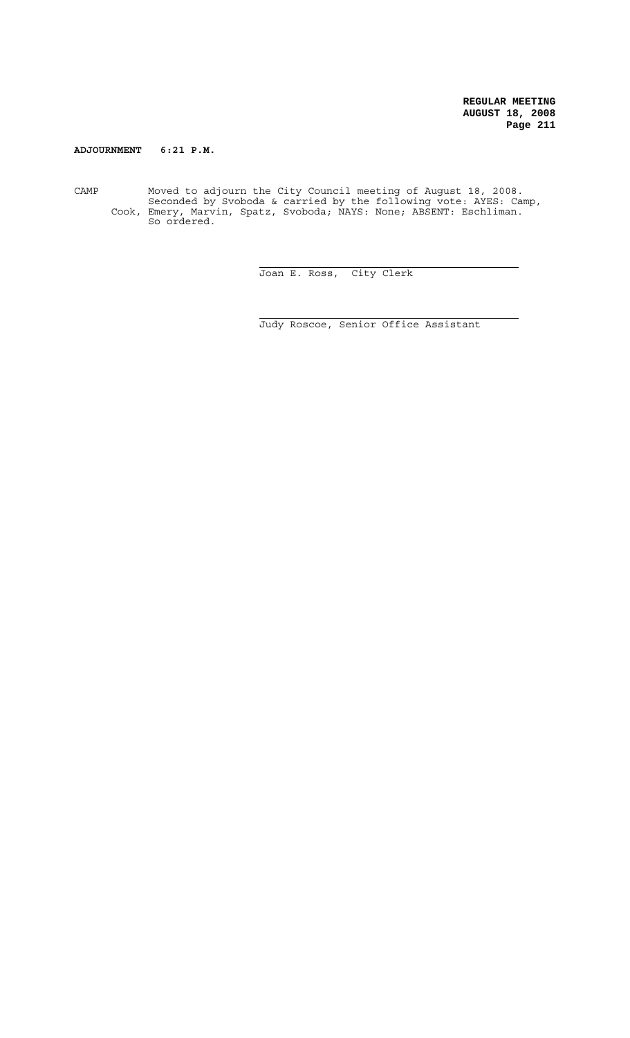**ADJOURNMENT 6:21 P.M.**

CAMP Moved to adjourn the City Council meeting of August 18, 2008. Seconded by Svoboda & carried by the following vote: AYES: Camp, Cook, Emery, Marvin, Spatz, Svoboda; NAYS: None; ABSENT: Eschliman. So ordered.

Joan E. Ross, City Clerk

Judy Roscoe, Senior Office Assistant